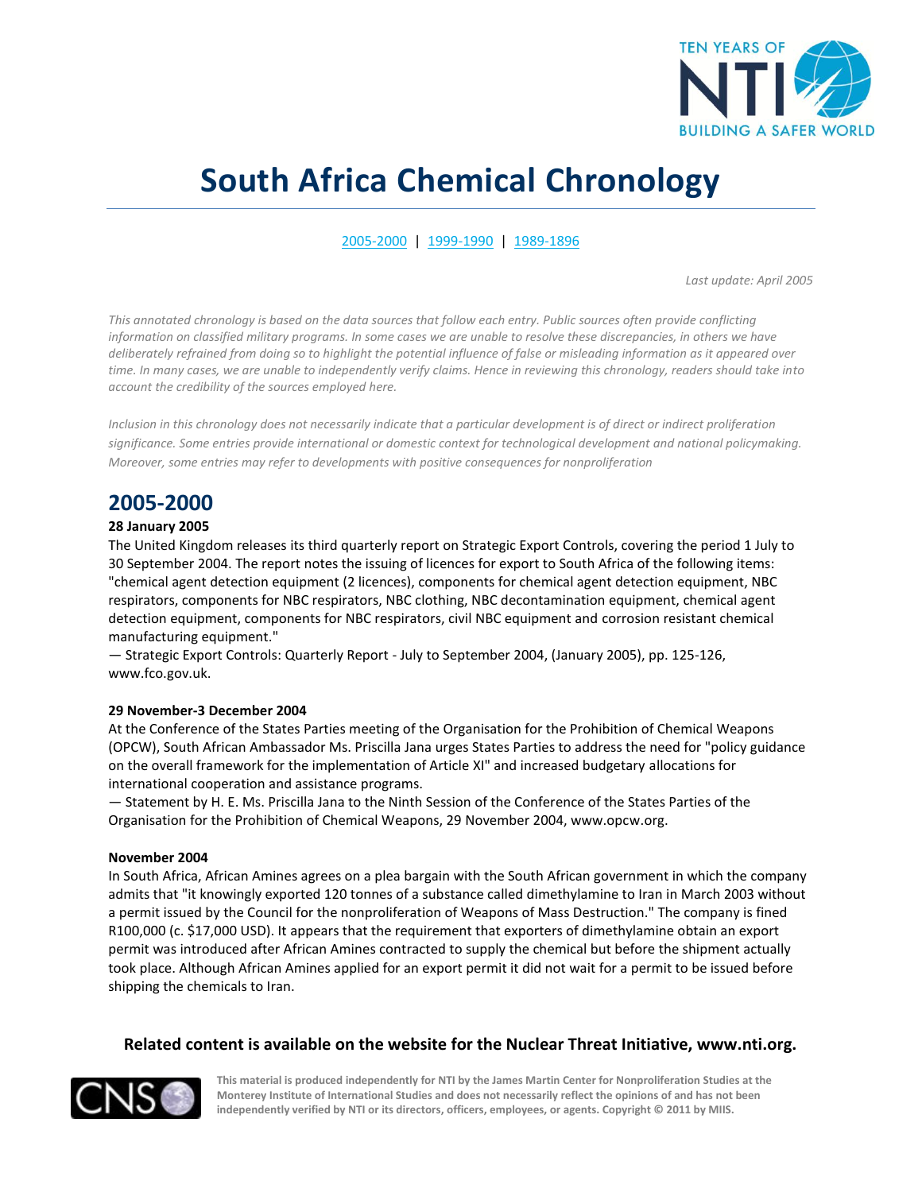# South Africa Chemical Chronology

[2005-2000](#) | [1999-1990](#) | [1989-1896](#)

*Last update: April 2005*

*This annotated chronology is based on the data sources that follow each entry. Public sources often provide conflicting information on classified military programs. In some cases we are unable to resolve these discrepancies, in others we have deliberately refrained from doing so to highlight the potential influence of false or misleading information as it appeared over time. In many cases, we are unable to independently verify claims. Hence in reviewing this chronology, readers should take into account the credibility of the sources employed here.*

*Inclusion in this chronology does not necessarily indicate that a particular development is of direct or indirect proliferation significance. Some entries provide international or domestic context for technological development and national policymaking. Moreover, some entries may refer to developments with positive consequences for nonproliferation*

## 2005-2000

**28 January 2005**

The United Kingdom releases its third quarterly report on Strategic Export Controls, covering the period 1 July to 30 September 2004. The report notes the issuing of licences for export to South Africa of the following items: "chemical agent detection equipment (2 licences), components for chemical agent detection equipment, NBC respirators, components for NBC respirators, NBC clothing, NBC decontamination equipment, chemical agent detection equipment, components for NBC respirators, civil NBC equipment and corrosion resistant chemical manufacturing equipment."

— Strategic Export Controls: Quarterly Report - July to September 2004, (January 2005), pp. 125-126, www.fco.gov.uk.

**29 November-3 December 2004**

At the Conference of the States Parties meeting of the Organisation for the Prohibition of Chemical Weapons (OPCW), South African Ambassador Ms. Priscilla Jana urges States Parties to address the need for "policy guidance on the overall framework for the implementation of Article XI" and increased budgetary allocations for international cooperation and assistance programs.

— Statement by H. E. Ms. Priscilla Jana to the Ninth Session of the Conference of the States Parties of the Organisation for the Prohibition of Chemical Weapons, 29 November 2004, www.opcw.org.

**November 2004**

In South Africa, African Amines agrees on a plea bargain with the South African government in which the company admits that "it knowingly exported 120 tonnes of a substance called dimethylamine to Iran in March 2003 without a permit issued by the Council for the nonproliferation of Weapons of Mass Destruction." The company is fined R100,000 (c. $17,000 USD). It appears that the requirement that exporters of dimethylamine obtain an export permit was introduced after African Amines contracted to supply the chemical but before the shipment actually took place. Although African Amines applied for an export permit it did not wait for a permit to be issued before shipping the chemicals to Iran.

**Related content is available on the website for the Nuclear Threat Initiative, www.nti.org.**

This material is produced independently for NTI by the James Martin Center for Nonproliferation Studies at the Monterey Institute of International Studies and does not necessarily reflect the opinions of and has not been independently verified by NTI or its directors, officers, employees, or agents. Copyright © 2011 by MIIS.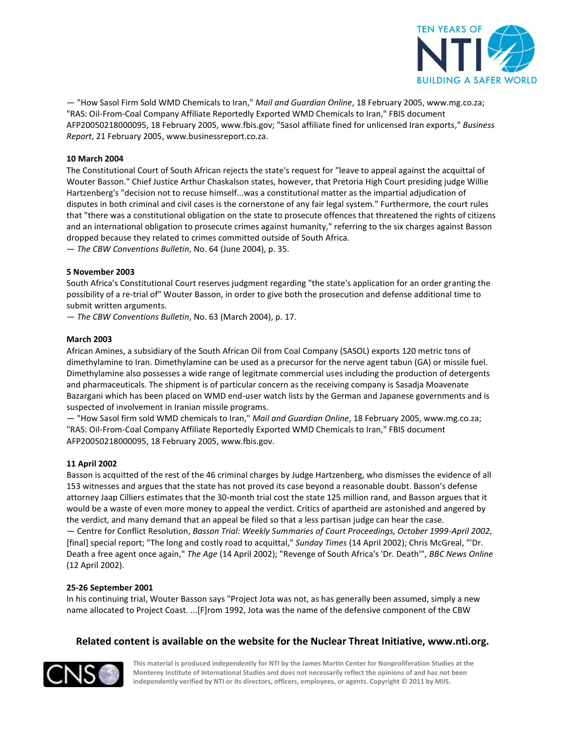— "How Sasol Firm Sold WMD Chemicals to Iran," *Mail and Guardian Online*, 18 February 2005, www.mg.co.za; "RAS: Oil-From-Coal Company Affiliate Reportedly Exported WMD Chemicals to Iran," FBIS document AFP20050218000095, 18 February 2005, www.fbis.gov; "Sasol affiliate fined for unlicensed Iran exports," *Business Report*, 21 February 2005, www.businessreport.co.za.

**10 March 2004**

The Constitutional Court of South African rejects the state's request for "leave to appeal against the acquittal of Wouter Basson." Chief Justice Arthur Chaskalson states, however, that Pretoria High Court presiding judge Willie Hartzenberg's "decision not to recuse himself...was a constitutional matter as the impartial adjudication of disputes in both criminal and civil cases is the cornerstone of any fair legal system." Furthermore, the court rules that "there was a constitutional obligation on the state to prosecute offences that threatened the rights of citizens and an international obligation to prosecute crimes against humanity," referring to the six charges against Basson dropped because they related to crimes committed outside of South Africa.

— *The CBW Conventions Bulletin*, No. 64 (June 2004), p. 35.

**5 November 2003**

South Africa's Constitutional Court reserves judgment regarding "the state's application for an order granting the possibility of a re-trial of" Wouter Basson, in order to give both the prosecution and defense additional time to submit written arguments.

— *The CBW Conventions Bulletin*, No. 63 (March 2004), p. 17.

**March 2003**

African Amines, a subsidiary of the South African Oil from Coal Company (SASOL) exports 120 metric tons of dimethylamine to Iran. Dimethylamine can be used as a precursor for the nerve agent tabun (GA) or missile fuel. Dimethylamine also possesses a wide range of legitmate commercial uses including the production of detergents and pharmaceuticals. The shipment is of particular concern as the receiving company is Sasadja Moavenate Bazargani which has been placed on WMD end-user watch lists by the German and Japanese governments and is suspected of involvement in Iranian missile programs.

— "How Sasol firm sold WMD chemicals to Iran," *Mail and Guardian Online*, 18 February 2005, www.mg.co.za; "RAS: Oil-From-Coal Company Affiliate Reportedly Exported WMD Chemicals to Iran," FBIS document AFP20050218000095, 18 February 2005, www.fbis.gov.

**11 April 2002**

Basson is acquitted of the rest of the 46 criminal charges by Judge Hartzenberg, who dismisses the evidence of all 153 witnesses and argues that the state has not proved its case beyond a reasonable doubt. Basson's defense attorney Jaap Cilliers estimates that the 30-month trial cost the state 125 million rand, and Basson argues that it would be a waste of even more money to appeal the verdict. Critics of apartheid are astonished and angered by the verdict, and many demand that an appeal be filed so that a less partisan judge can hear the case.

— Centre for Conflict Resolution, *Basson Trial: Weekly Summaries of Court Proceedings, October 1999-April 2002*, [final] special report; "The long and costly road to acquittal," *Sunday Times* (14 April 2002); Chris McGreal, "'Dr. Death a free agent once again," *The Age* (14 April 2002); "Revenge of South Africa's 'Dr. Death'", *BBC News Online* (12 April 2002).

**25-26 September 2001**

In his continuing trial, Wouter Basson says "Project Jota was not, as has generally been assumed, simply a new name allocated to Project Coast. ...[F]rom 1992, Jota was the name of the defensive component of the CBW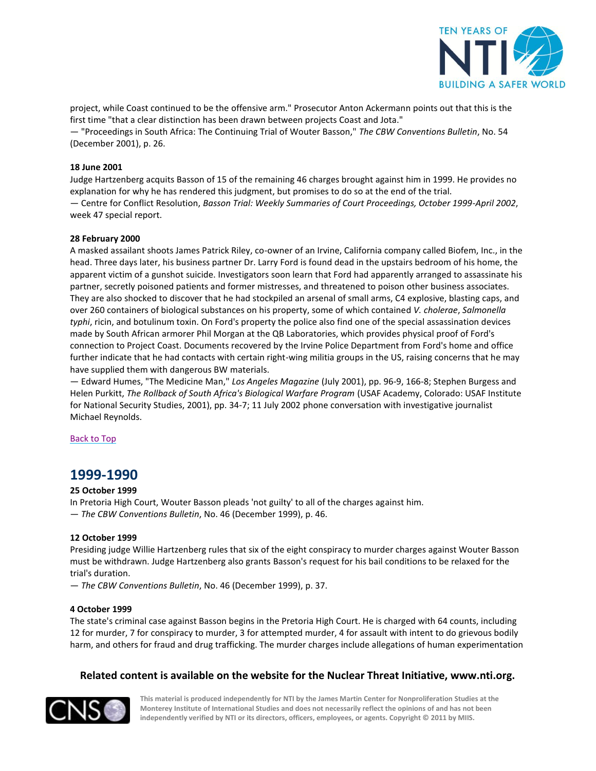project, while Coast continued to be the offensive arm." Prosecutor Anton Ackermann points out that this is the first time "that a clear distinction has been drawn between projects Coast and Jota."
— "Proceedings in South Africa: The Continuing Trial of Wouter Basson," *The CBW Conventions Bulletin*, No. 54 (December 2001), p. 26.

**18 June 2001**
Judge Hartzenberg acquits Basson of 15 of the remaining 46 charges brought against him in 1999. He provides no explanation for why he has rendered this judgment, but promises to do so at the end of the trial.
— Centre for Conflict Resolution, *Basson Trial: Weekly Summaries of Court Proceedings, October 1999-April 2002*, week 47 special report.

**28 February 2000**
A masked assailant shoots James Patrick Riley, co-owner of an Irvine, California company called Biofem, Inc., in the head. Three days later, his business partner Dr. Larry Ford is found dead in the upstairs bedroom of his home, the apparent victim of a gunshot suicide. Investigators soon learn that Ford had apparently arranged to assassinate his partner, secretly poisoned patients and former mistresses, and threatened to poison other business associates. They are also shocked to discover that he had stockpiled an arsenal of small arms, C4 explosive, blasting caps, and over 260 containers of biological substances on his property, some of which contained *V. cholerae*, *Salmonella typhi*, ricin, and botulinum toxin. On Ford's property the police also find one of the special assassination devices made by South African armorer Phil Morgan at the QB Laboratories, which provides physical proof of Ford's connection to Project Coast. Documents recovered by the Irvine Police Department from Ford's home and office further indicate that he had contacts with certain right-wing militia groups in the US, raising concerns that he may have supplied them with dangerous BW materials.
— Edward Humes, "The Medicine Man," *Los Angeles Magazine* (July 2001), pp. 96-9, 166-8; Stephen Burgess and Helen Purkitt, *The Rollback of South Africa's Biological Warfare Program* (USAF Academy, Colorado: USAF Institute for National Security Studies, 2001), pp. 34-7; 11 July 2002 phone conversation with investigative journalist Michael Reynolds.

Back to Top

## 1999-1990

**25 October 1999**
In Pretoria High Court, Wouter Basson pleads 'not guilty' to all of the charges against him.
— *The CBW Conventions Bulletin*, No. 46 (December 1999), p. 46.

**12 October 1999**
Presiding judge Willie Hartzenberg rules that six of the eight conspiracy to murder charges against Wouter Basson must be withdrawn. Judge Hartzenberg also grants Basson's request for his bail conditions to be relaxed for the trial's duration.
— *The CBW Conventions Bulletin*, No. 46 (December 1999), p. 37.

**4 October 1999**
The state's criminal case against Basson begins in the Pretoria High Court. He is charged with 64 counts, including 12 for murder, 7 for conspiracy to murder, 3 for attempted murder, 4 for assault with intent to do grievous bodily harm, and others for fraud and drug trafficking. The murder charges include allegations of human experimentation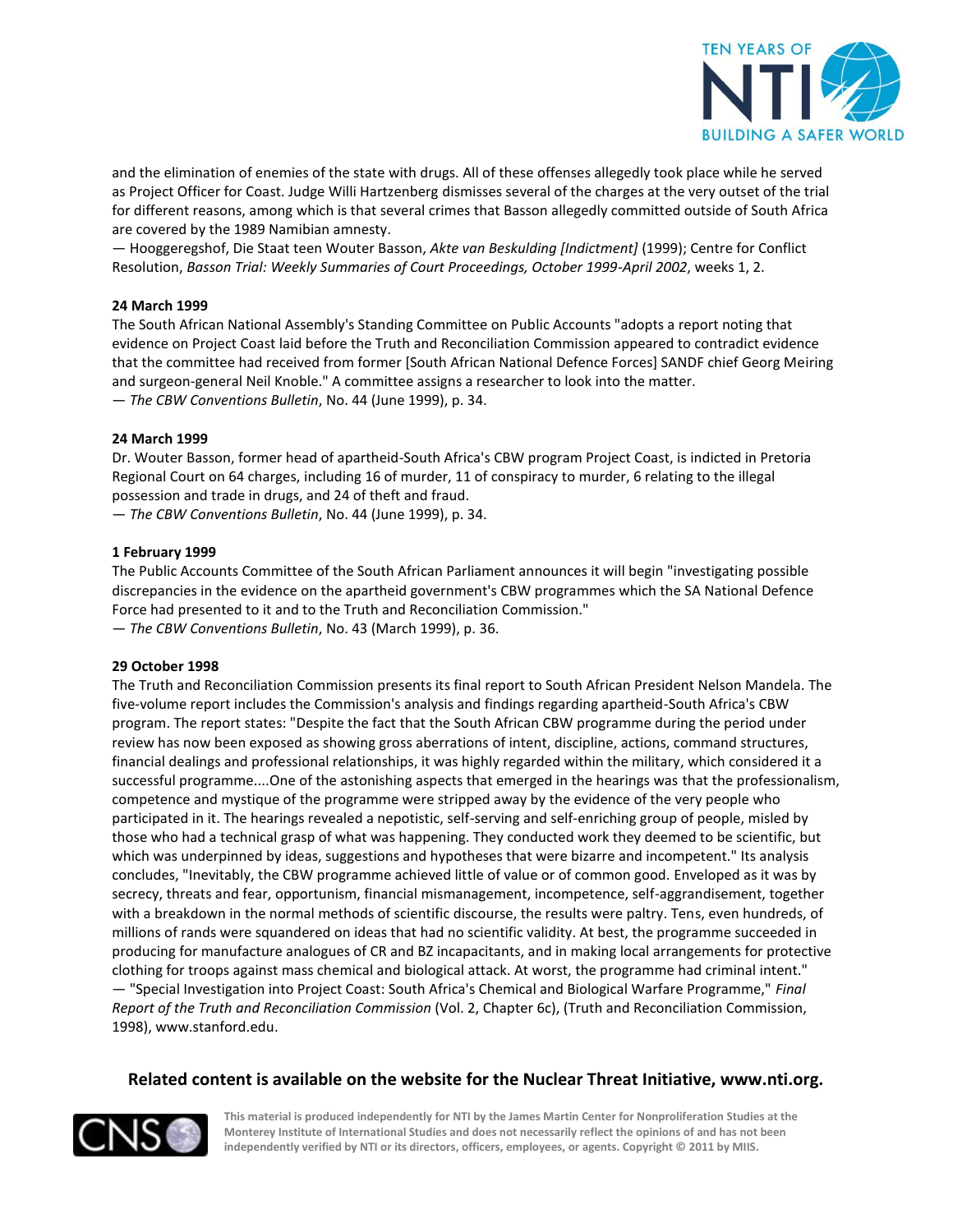and the elimination of enemies of the state with drugs. All of these offenses allegedly took place while he served as Project Officer for Coast. Judge Willi Hartzenberg dismisses several of the charges at the very outset of the trial for different reasons, among which is that several crimes that Basson allegedly committed outside of South Africa are covered by the 1989 Namibian amnesty.
— Hooggeregshof, Die Staat teen Wouter Basson, *Akte van Beskulding [Indictment]* (1999); Centre for Conflict Resolution, *Basson Trial: Weekly Summaries of Court Proceedings, October 1999-April 2002*, weeks 1, 2.

**24 March 1999**
The South African National Assembly's Standing Committee on Public Accounts "adopts a report noting that evidence on Project Coast laid before the Truth and Reconciliation Commission appeared to contradict evidence that the committee had received from former [South African National Defence Forces] SANDF chief Georg Meiring and surgeon-general Neil Knoble." A committee assigns a researcher to look into the matter.
— *The CBW Conventions Bulletin*, No. 44 (June 1999), p. 34.

**24 March 1999**
Dr. Wouter Basson, former head of apartheid-South Africa's CBW program Project Coast, is indicted in Pretoria Regional Court on 64 charges, including 16 of murder, 11 of conspiracy to murder, 6 relating to the illegal possession and trade in drugs, and 24 of theft and fraud.
— *The CBW Conventions Bulletin*, No. 44 (June 1999), p. 34.

**1 February 1999**
The Public Accounts Committee of the South African Parliament announces it will begin "investigating possible discrepancies in the evidence on the apartheid government's CBW programmes which the SA National Defence Force had presented to it and to the Truth and Reconciliation Commission."
— *The CBW Conventions Bulletin*, No. 43 (March 1999), p. 36.

**29 October 1998**
The Truth and Reconciliation Commission presents its final report to South African President Nelson Mandela. The five-volume report includes the Commission's analysis and findings regarding apartheid-South Africa's CBW program. The report states: "Despite the fact that the South African CBW programme during the period under review has now been exposed as showing gross aberrations of intent, discipline, actions, command structures, financial dealings and professional relationships, it was highly regarded within the military, which considered it a successful programme....One of the astonishing aspects that emerged in the hearings was that the professionalism, competence and mystique of the programme were stripped away by the evidence of the very people who participated in it. The hearings revealed a nepotistic, self-serving and self-enriching group of people, misled by those who had a technical grasp of what was happening. They conducted work they deemed to be scientific, but which was underpinned by ideas, suggestions and hypotheses that were bizarre and incompetent." Its analysis concludes, "Inevitably, the CBW programme achieved little of value or of common good. Enveloped as it was by secrecy, threats and fear, opportunism, financial mismanagement, incompetence, self-aggrandisement, together with a breakdown in the normal methods of scientific discourse, the results were paltry. Tens, even hundreds, of millions of rands were squandered on ideas that had no scientific validity. At best, the programme succeeded in producing for manufacture analogues of CR and BZ incapacitants, and in making local arrangements for protective clothing for troops against mass chemical and biological attack. At worst, the programme had criminal intent."
— "Special Investigation into Project Coast: South Africa's Chemical and Biological Warfare Programme," *Final Report of the Truth and Reconciliation Commission* (Vol. 2, Chapter 6c), (Truth and Reconciliation Commission, 1998), www.stanford.edu.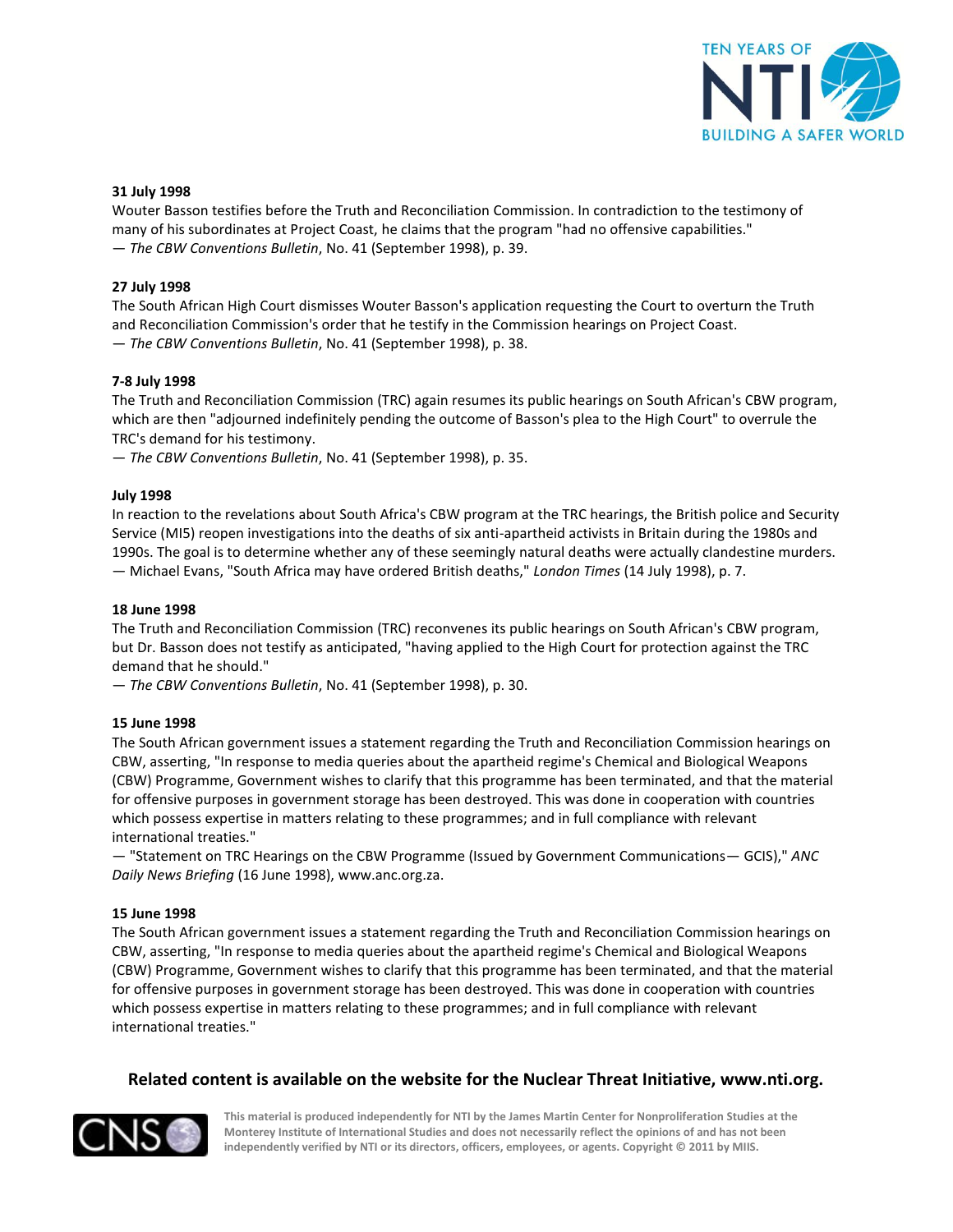**31 July 1998**

Wouter Basson testifies before the Truth and Reconciliation Commission. In contradiction to the testimony of many of his subordinates at Project Coast, he claims that the program "had no offensive capabilities."
— *The CBW Conventions Bulletin*, No. 41 (September 1998), p. 39.

**27 July 1998**

The South African High Court dismisses Wouter Basson's application requesting the Court to overturn the Truth and Reconciliation Commission's order that he testify in the Commission hearings on Project Coast.
— *The CBW Conventions Bulletin*, No. 41 (September 1998), p. 38.

**7-8 July 1998**

The Truth and Reconciliation Commission (TRC) again resumes its public hearings on South African's CBW program, which are then "adjourned indefinitely pending the outcome of Basson's plea to the High Court" to overrule the TRC's demand for his testimony.
— *The CBW Conventions Bulletin*, No. 41 (September 1998), p. 35.

**July 1998**

In reaction to the revelations about South Africa's CBW program at the TRC hearings, the British police and Security Service (MI5) reopen investigations into the deaths of six anti-apartheid activists in Britain during the 1980s and 1990s. The goal is to determine whether any of these seemingly natural deaths were actually clandestine murders.
— Michael Evans, "South Africa may have ordered British deaths," *London Times* (14 July 1998), p. 7.

**18 June 1998**

The Truth and Reconciliation Commission (TRC) reconvenes its public hearings on South African's CBW program, but Dr. Basson does not testify as anticipated, "having applied to the High Court for protection against the TRC demand that he should."
— *The CBW Conventions Bulletin*, No. 41 (September 1998), p. 30.

**15 June 1998**

The South African government issues a statement regarding the Truth and Reconciliation Commission hearings on CBW, asserting, "In response to media queries about the apartheid regime's Chemical and Biological Weapons (CBW) Programme, Government wishes to clarify that this programme has been terminated, and that the material for offensive purposes in government storage has been destroyed. This was done in cooperation with countries which possess expertise in matters relating to these programmes; and in full compliance with relevant international treaties."
— "Statement on TRC Hearings on the CBW Programme (Issued by Government Communications— GCIS)," *ANC Daily News Briefing* (16 June 1998), www.anc.org.za.

**15 June 1998**

The South African government issues a statement regarding the Truth and Reconciliation Commission hearings on CBW, asserting, "In response to media queries about the apartheid regime's Chemical and Biological Weapons (CBW) Programme, Government wishes to clarify that this programme has been terminated, and that the material for offensive purposes in government storage has been destroyed. This was done in cooperation with countries which possess expertise in matters relating to these programmes; and in full compliance with relevant international treaties."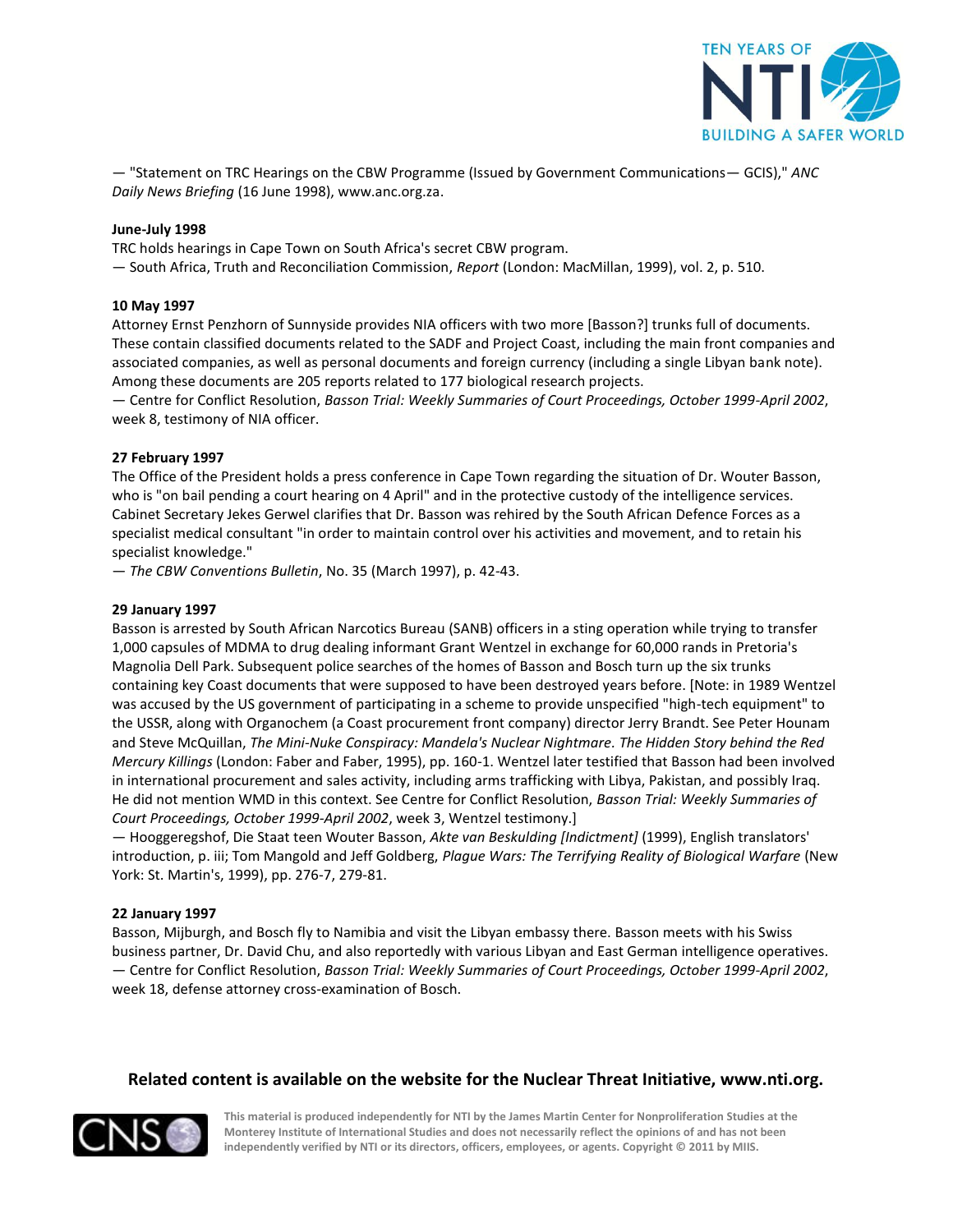— "Statement on TRC Hearings on the CBW Programme (Issued by Government Communications— GCIS)," *ANC Daily News Briefing* (16 June 1998), www.anc.org.za.

**June-July 1998**

TRC holds hearings in Cape Town on South Africa's secret CBW program.
— South Africa, Truth and Reconciliation Commission, *Report* (London: MacMillan, 1999), vol. 2, p. 510.

**10 May 1997**

Attorney Ernst Penzhorn of Sunnyside provides NIA officers with two more [Basson?] trunks full of documents. These contain classified documents related to the SADF and Project Coast, including the main front companies and associated companies, as well as personal documents and foreign currency (including a single Libyan bank note). Among these documents are 205 reports related to 177 biological research projects.
— Centre for Conflict Resolution, *Basson Trial: Weekly Summaries of Court Proceedings, October 1999-April 2002*, week 8, testimony of NIA officer.

**27 February 1997**

The Office of the President holds a press conference in Cape Town regarding the situation of Dr. Wouter Basson, who is "on bail pending a court hearing on 4 April" and in the protective custody of the intelligence services. Cabinet Secretary Jekes Gerwel clarifies that Dr. Basson was rehired by the South African Defence Forces as a specialist medical consultant "in order to maintain control over his activities and movement, and to retain his specialist knowledge."
— *The CBW Conventions Bulletin*, No. 35 (March 1997), p. 42-43.

**29 January 1997**

Basson is arrested by South African Narcotics Bureau (SANB) officers in a sting operation while trying to transfer 1,000 capsules of MDMA to drug dealing informant Grant Wentzel in exchange for 60,000 rands in Pretoria's Magnolia Dell Park. Subsequent police searches of the homes of Basson and Bosch turn up the six trunks containing key Coast documents that were supposed to have been destroyed years before. [Note: in 1989 Wentzel was accused by the US government of participating in a scheme to provide unspecified "high-tech equipment" to the USSR, along with Organochem (a Coast procurement front company) director Jerry Brandt. See Peter Hounam and Steve McQuillan, *The Mini-Nuke Conspiracy: Mandela's Nuclear Nightmare. The Hidden Story behind the Red Mercury Killings* (London: Faber and Faber, 1995), pp. 160-1. Wentzel later testified that Basson had been involved in international procurement and sales activity, including arms trafficking with Libya, Pakistan, and possibly Iraq. He did not mention WMD in this context. See Centre for Conflict Resolution, *Basson Trial: Weekly Summaries of Court Proceedings, October 1999-April 2002*, week 3, Wentzel testimony.]
— Hooggeregshof, Die Staat teen Wouter Basson, *Akte van Beskulding [Indictment]* (1999), English translators' introduction, p. iii; Tom Mangold and Jeff Goldberg, *Plague Wars: The Terrifying Reality of Biological Warfare* (New York: St. Martin's, 1999), pp. 276-7, 279-81.

**22 January 1997**

Basson, Mijburgh, and Bosch fly to Namibia and visit the Libyan embassy there. Basson meets with his Swiss business partner, Dr. David Chu, and also reportedly with various Libyan and East German intelligence operatives.
— Centre for Conflict Resolution, *Basson Trial: Weekly Summaries of Court Proceedings, October 1999-April 2002*, week 18, defense attorney cross-examination of Bosch.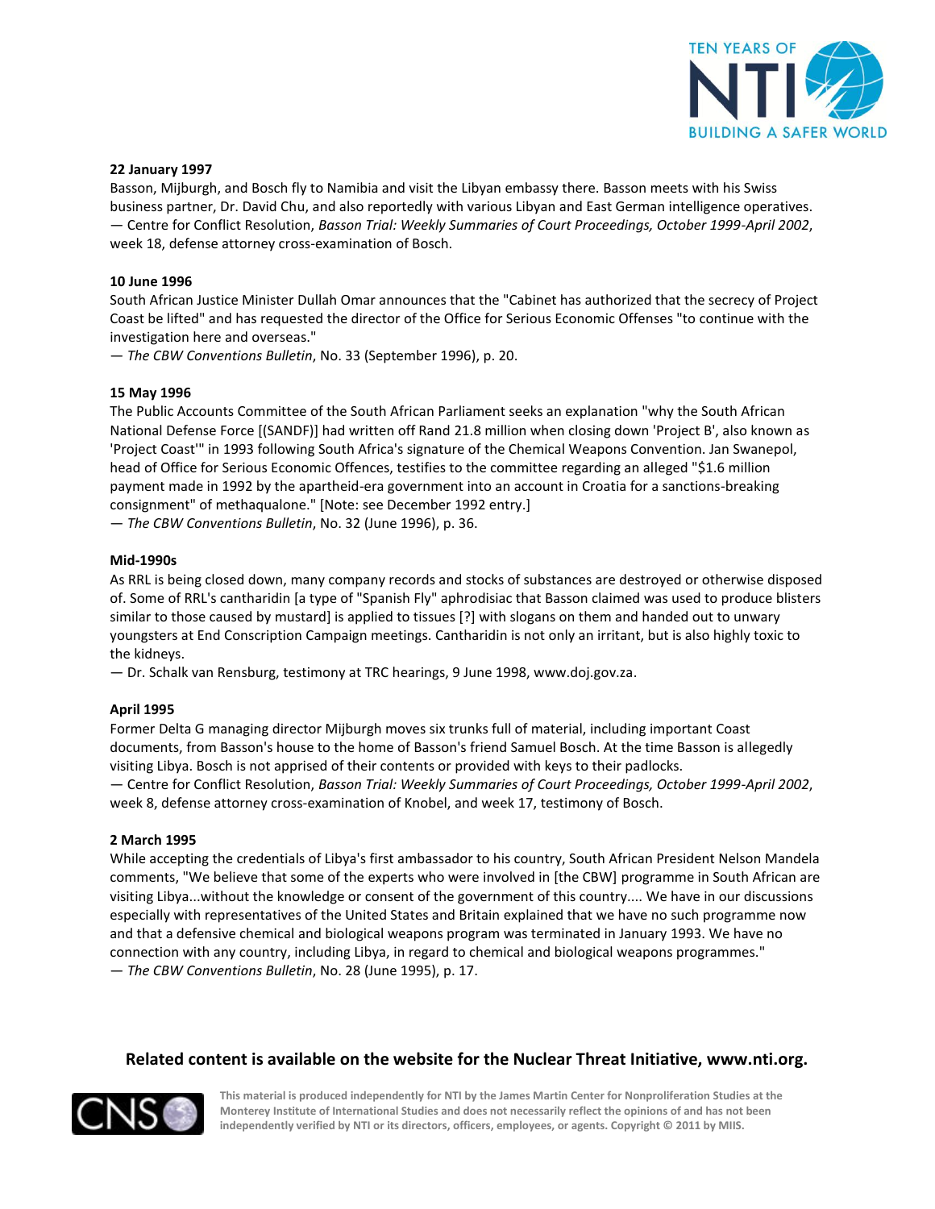**22 January 1997**

Basson, Mijburgh, and Bosch fly to Namibia and visit the Libyan embassy there. Basson meets with his Swiss business partner, Dr. David Chu, and also reportedly with various Libyan and East German intelligence operatives.
— Centre for Conflict Resolution, *Basson Trial: Weekly Summaries of Court Proceedings, October 1999-April 2002*, week 18, defense attorney cross-examination of Bosch.

**10 June 1996**

South African Justice Minister Dullah Omar announces that the "Cabinet has authorized that the secrecy of Project Coast be lifted" and has requested the director of the Office for Serious Economic Offenses "to continue with the investigation here and overseas."
— *The CBW Conventions Bulletin*, No. 33 (September 1996), p. 20.

**15 May 1996**

The Public Accounts Committee of the South African Parliament seeks an explanation "why the South African National Defense Force [(SANDF)] had written off Rand 21.8 million when closing down 'Project B', also known as 'Project Coast'" in 1993 following South Africa's signature of the Chemical Weapons Convention. Jan Swanepol, head of Office for Serious Economic Offences, testifies to the committee regarding an alleged "$1.6 million payment made in 1992 by the apartheid-era government into an account in Croatia for a sanctions-breaking consignment" of methaqualone." [Note: see December 1992 entry.]
— *The CBW Conventions Bulletin*, No. 32 (June 1996), p. 36.

**Mid-1990s**

As RRL is being closed down, many company records and stocks of substances are destroyed or otherwise disposed of. Some of RRL's cantharidin [a type of "Spanish Fly" aphrodisiac that Basson claimed was used to produce blisters similar to those caused by mustard] is applied to tissues [?] with slogans on them and handed out to unwary youngsters at End Conscription Campaign meetings. Cantharidin is not only an irritant, but is also highly toxic to the kidneys.
— Dr. Schalk van Rensburg, testimony at TRC hearings, 9 June 1998, www.doj.gov.za.

**April 1995**

Former Delta G managing director Mijburgh moves six trunks full of material, including important Coast documents, from Basson's house to the home of Basson's friend Samuel Bosch. At the time Basson is allegedly visiting Libya. Bosch is not apprised of their contents or provided with keys to their padlocks.
— Centre for Conflict Resolution, *Basson Trial: Weekly Summaries of Court Proceedings, October 1999-April 2002*, week 8, defense attorney cross-examination of Knobel, and week 17, testimony of Bosch.

**2 March 1995**

While accepting the credentials of Libya's first ambassador to his country, South African President Nelson Mandela comments, "We believe that some of the experts who were involved in [the CBW] programme in South African are visiting Libya...without the knowledge or consent of the government of this country.... We have in our discussions especially with representatives of the United States and Britain explained that we have no such programme now and that a defensive chemical and biological weapons program was terminated in January 1993. We have no connection with any country, including Libya, in regard to chemical and biological weapons programmes."
— *The CBW Conventions Bulletin*, No. 28 (June 1995), p. 17.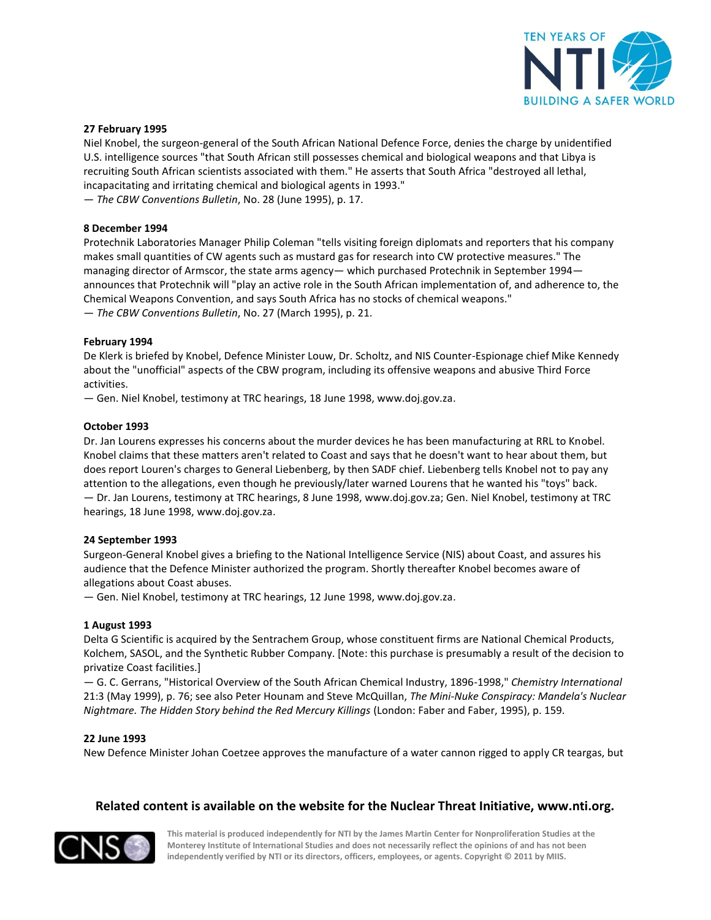**27 February 1995**

Niel Knobel, the surgeon-general of the South African National Defence Force, denies the charge by unidentified U.S. intelligence sources "that South African still possesses chemical and biological weapons and that Libya is recruiting South African scientists associated with them." He asserts that South Africa "destroyed all lethal, incapacitating and irritating chemical and biological agents in 1993."

— *The CBW Conventions Bulletin*, No. 28 (June 1995), p. 17.

**8 December 1994**

Protechnik Laboratories Manager Philip Coleman "tells visiting foreign diplomats and reporters that his company makes small quantities of CW agents such as mustard gas for research into CW protective measures." The managing director of Armscor, the state arms agency— which purchased Protechnik in September 1994— announces that Protechnik will "play an active role in the South African implementation of, and adherence to, the Chemical Weapons Convention, and says South Africa has no stocks of chemical weapons."

— *The CBW Conventions Bulletin*, No. 27 (March 1995), p. 21.

**February 1994**

De Klerk is briefed by Knobel, Defence Minister Louw, Dr. Scholtz, and NIS Counter-Espionage chief Mike Kennedy about the "unofficial" aspects of the CBW program, including its offensive weapons and abusive Third Force activities.

— Gen. Niel Knobel, testimony at TRC hearings, 18 June 1998, www.doj.gov.za.

**October 1993**

Dr. Jan Lourens expresses his concerns about the murder devices he has been manufacturing at RRL to Knobel. Knobel claims that these matters aren't related to Coast and says that he doesn't want to hear about them, but does report Louren's charges to General Liebenberg, by then SADF chief. Liebenberg tells Knobel not to pay any attention to the allegations, even though he previously/later warned Lourens that he wanted his "toys" back.

— Dr. Jan Lourens, testimony at TRC hearings, 8 June 1998, www.doj.gov.za; Gen. Niel Knobel, testimony at TRC hearings, 18 June 1998, www.doj.gov.za.

**24 September 1993**

Surgeon-General Knobel gives a briefing to the National Intelligence Service (NIS) about Coast, and assures his audience that the Defence Minister authorized the program. Shortly thereafter Knobel becomes aware of allegations about Coast abuses.

— Gen. Niel Knobel, testimony at TRC hearings, 12 June 1998, www.doj.gov.za.

**1 August 1993**

Delta G Scientific is acquired by the Sentrachem Group, whose constituent firms are National Chemical Products, Kolchem, SASOL, and the Synthetic Rubber Company. [Note: this purchase is presumably a result of the decision to privatize Coast facilities.]

— G. C. Gerrans, "Historical Overview of the South African Chemical Industry, 1896-1998," *Chemistry International* 21:3 (May 1999), p. 76; see also Peter Hounam and Steve McQuillan, *The Mini-Nuke Conspiracy: Mandela's Nuclear Nightmare. The Hidden Story behind the Red Mercury Killings* (London: Faber and Faber, 1995), p. 159.

**22 June 1993**

New Defence Minister Johan Coetzee approves the manufacture of a water cannon rigged to apply CR teargas, but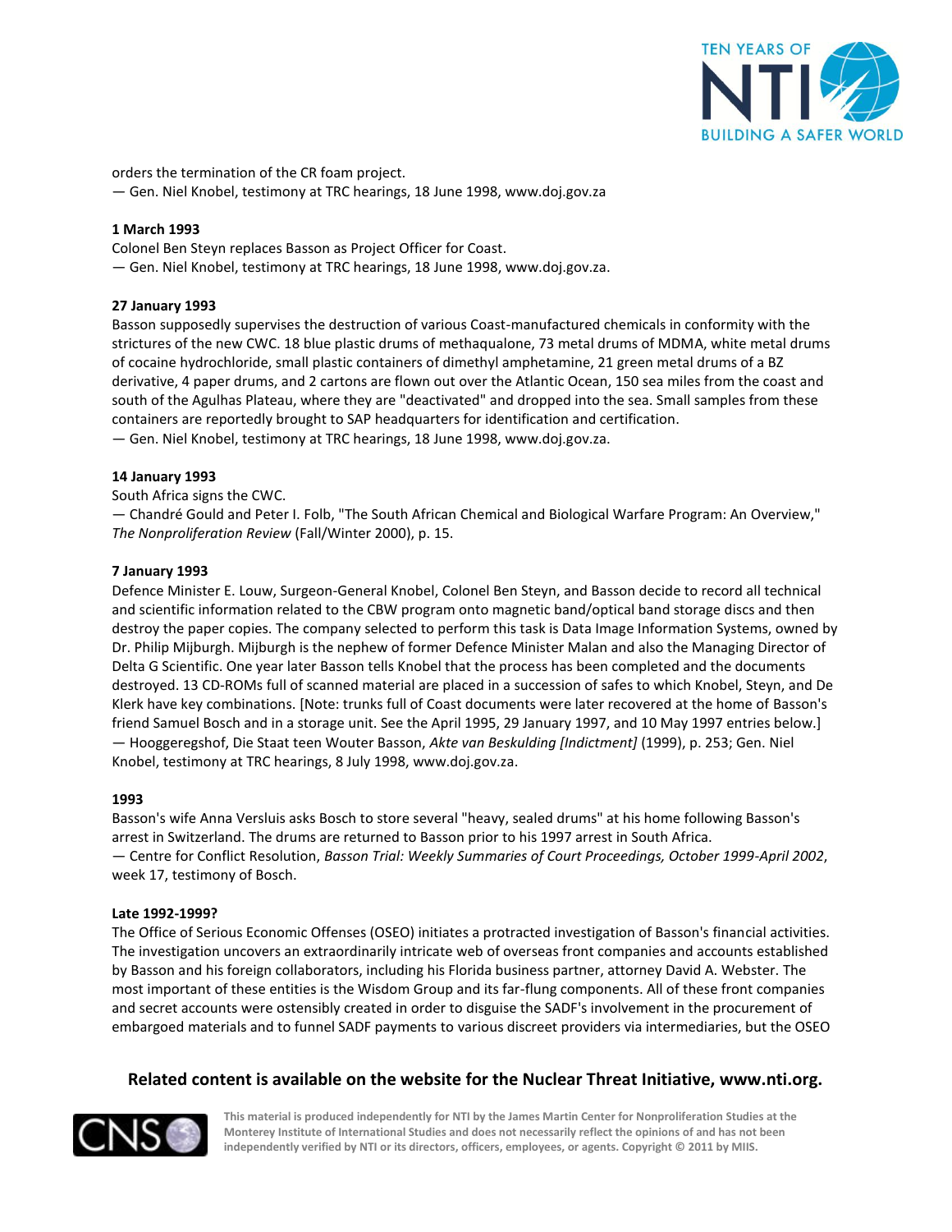orders the termination of the CR foam project.
— Gen. Niel Knobel, testimony at TRC hearings, 18 June 1998, www.doj.gov.za

**1 March 1993**
Colonel Ben Steyn replaces Basson as Project Officer for Coast.
— Gen. Niel Knobel, testimony at TRC hearings, 18 June 1998, www.doj.gov.za.

**27 January 1993**
Basson supposedly supervises the destruction of various Coast-manufactured chemicals in conformity with the strictures of the new CWC. 18 blue plastic drums of methaqualone, 73 metal drums of MDMA, white metal drums of cocaine hydrochloride, small plastic containers of dimethyl amphetamine, 21 green metal drums of a BZ derivative, 4 paper drums, and 2 cartons are flown out over the Atlantic Ocean, 150 sea miles from the coast and south of the Agulhas Plateau, where they are "deactivated" and dropped into the sea. Small samples from these containers are reportedly brought to SAP headquarters for identification and certification.
— Gen. Niel Knobel, testimony at TRC hearings, 18 June 1998, www.doj.gov.za.

**14 January 1993**
South Africa signs the CWC.
— Chandré Gould and Peter I. Folb, "The South African Chemical and Biological Warfare Program: An Overview," *The Nonproliferation Review* (Fall/Winter 2000), p. 15.

**7 January 1993**
Defence Minister E. Louw, Surgeon-General Knobel, Colonel Ben Steyn, and Basson decide to record all technical and scientific information related to the CBW program onto magnetic band/optical band storage discs and then destroy the paper copies. The company selected to perform this task is Data Image Information Systems, owned by Dr. Philip Mijburgh. Mijburgh is the nephew of former Defence Minister Malan and also the Managing Director of Delta G Scientific. One year later Basson tells Knobel that the process has been completed and the documents destroyed. 13 CD-ROMs full of scanned material are placed in a succession of safes to which Knobel, Steyn, and De Klerk have key combinations. [Note: trunks full of Coast documents were later recovered at the home of Basson's friend Samuel Bosch and in a storage unit. See the April 1995, 29 January 1997, and 10 May 1997 entries below.]
— Hooggeregshof, Die Staat teen Wouter Basson, *Akte van Beskulding [Indictment]* (1999), p. 253; Gen. Niel Knobel, testimony at TRC hearings, 8 July 1998, www.doj.gov.za.

**1993**
Basson's wife Anna Versluis asks Bosch to store several "heavy, sealed drums" at his home following Basson's arrest in Switzerland. The drums are returned to Basson prior to his 1997 arrest in South Africa.
— Centre for Conflict Resolution, *Basson Trial: Weekly Summaries of Court Proceedings, October 1999-April 2002*, week 17, testimony of Bosch.

**Late 1992-1999?**
The Office of Serious Economic Offenses (OSEO) initiates a protracted investigation of Basson's financial activities. The investigation uncovers an extraordinarily intricate web of overseas front companies and accounts established by Basson and his foreign collaborators, including his Florida business partner, attorney David A. Webster. The most important of these entities is the Wisdom Group and its far-flung components. All of these front companies and secret accounts were ostensibly created in order to disguise the SADF's involvement in the procurement of embargoed materials and to funnel SADF payments to various discreet providers via intermediaries, but the OSEO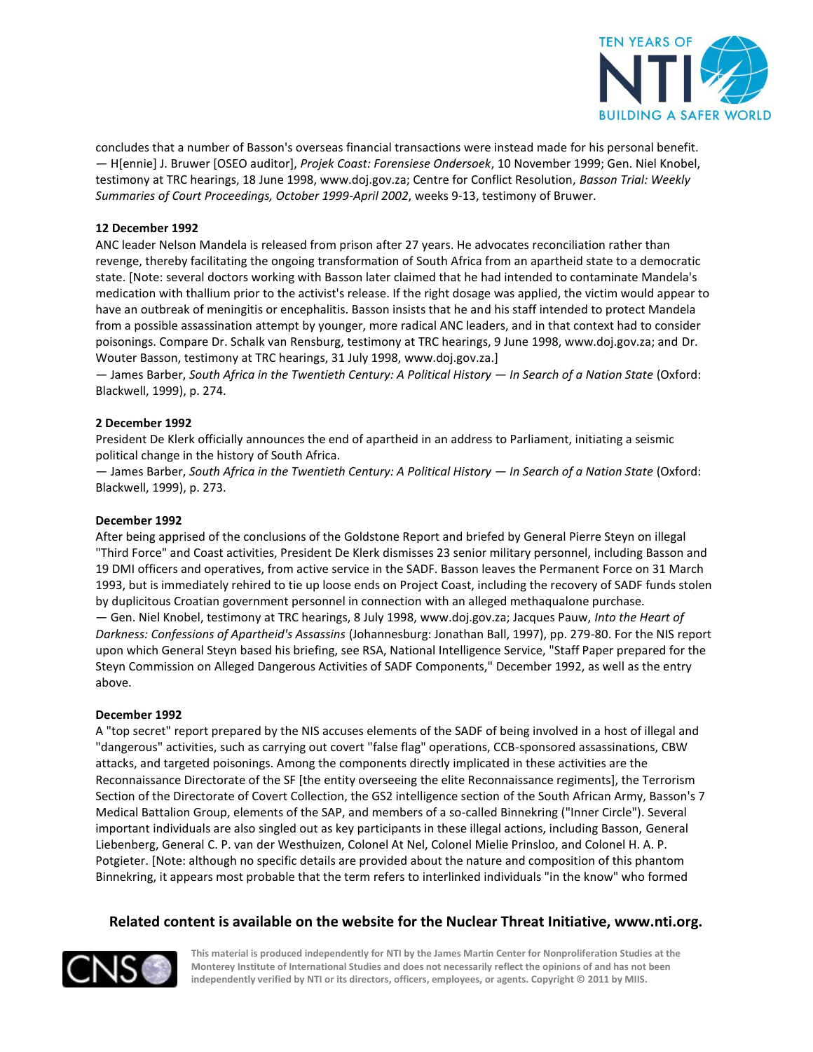concludes that a number of Basson's overseas financial transactions were instead made for his personal benefit. — H[ennie] J. Bruwer [OSEO auditor], *Projek Coast: Forensiese Ondersoek*, 10 November 1999; Gen. Niel Knobel, testimony at TRC hearings, 18 June 1998, www.doj.gov.za; Centre for Conflict Resolution, *Basson Trial: Weekly Summaries of Court Proceedings, October 1999-April 2002*, weeks 9-13, testimony of Bruwer.

**12 December 1992**

ANC leader Nelson Mandela is released from prison after 27 years. He advocates reconciliation rather than revenge, thereby facilitating the ongoing transformation of South Africa from an apartheid state to a democratic state. [Note: several doctors working with Basson later claimed that he had intended to contaminate Mandela's medication with thallium prior to the activist's release. If the right dosage was applied, the victim would appear to have an outbreak of meningitis or encephalitis. Basson insists that he and his staff intended to protect Mandela from a possible assassination attempt by younger, more radical ANC leaders, and in that context had to consider poisonings. Compare Dr. Schalk van Rensburg, testimony at TRC hearings, 9 June 1998, www.doj.gov.za; and Dr. Wouter Basson, testimony at TRC hearings, 31 July 1998, www.doj.gov.za.]

— James Barber, *South Africa in the Twentieth Century: A Political History — In Search of a Nation State* (Oxford: Blackwell, 1999), p. 274.

**2 December 1992**

President De Klerk officially announces the end of apartheid in an address to Parliament, initiating a seismic political change in the history of South Africa.

— James Barber, *South Africa in the Twentieth Century: A Political History — In Search of a Nation State* (Oxford: Blackwell, 1999), p. 273.

**December 1992**

After being apprised of the conclusions of the Goldstone Report and briefed by General Pierre Steyn on illegal "Third Force" and Coast activities, President De Klerk dismisses 23 senior military personnel, including Basson and 19 DMI officers and operatives, from active service in the SADF. Basson leaves the Permanent Force on 31 March 1993, but is immediately rehired to tie up loose ends on Project Coast, including the recovery of SADF funds stolen by duplicitous Croatian government personnel in connection with an alleged methaqualone purchase.

— Gen. Niel Knobel, testimony at TRC hearings, 8 July 1998, www.doj.gov.za; Jacques Pauw, *Into the Heart of Darkness: Confessions of Apartheid's Assassins* (Johannesburg: Jonathan Ball, 1997), pp. 279-80. For the NIS report upon which General Steyn based his briefing, see RSA, National Intelligence Service, "Staff Paper prepared for the Steyn Commission on Alleged Dangerous Activities of SADF Components," December 1992, as well as the entry above.

**December 1992**

A "top secret" report prepared by the NIS accuses elements of the SADF of being involved in a host of illegal and "dangerous" activities, such as carrying out covert "false flag" operations, CCB-sponsored assassinations, CBW attacks, and targeted poisonings. Among the components directly implicated in these activities are the Reconnaissance Directorate of the SF [the entity overseeing the elite Reconnaissance regiments], the Terrorism Section of the Directorate of Covert Collection, the GS2 intelligence section of the South African Army, Basson's 7 Medical Battalion Group, elements of the SAP, and members of a so-called Binnekring ("Inner Circle"). Several important individuals are also singled out as key participants in these illegal actions, including Basson, General Liebenberg, General C. P. van der Westhuizen, Colonel At Nel, Colonel Mielie Prinsloo, and Colonel H. A. P. Potgieter. [Note: although no specific details are provided about the nature and composition of this phantom Binnekring, it appears most probable that the term refers to interlinked individuals "in the know" who formed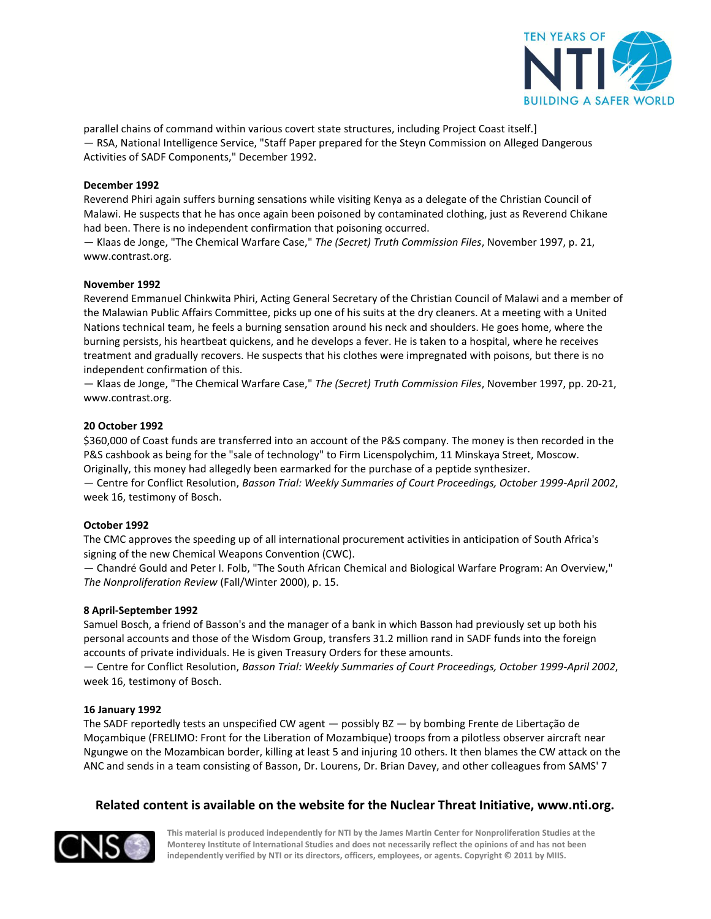parallel chains of command within various covert state structures, including Project Coast itself.]
— RSA, National Intelligence Service, "Staff Paper prepared for the Steyn Commission on Alleged Dangerous Activities of SADF Components," December 1992.

**December 1992**
Reverend Phiri again suffers burning sensations while visiting Kenya as a delegate of the Christian Council of Malawi. He suspects that he has once again been poisoned by contaminated clothing, just as Reverend Chikane had been. There is no independent confirmation that poisoning occurred.
— Klaas de Jonge, "The Chemical Warfare Case," *The (Secret) Truth Commission Files*, November 1997, p. 21, www.contrast.org.

**November 1992**
Reverend Emmanuel Chinkwita Phiri, Acting General Secretary of the Christian Council of Malawi and a member of the Malawian Public Affairs Committee, picks up one of his suits at the dry cleaners. At a meeting with a United Nations technical team, he feels a burning sensation around his neck and shoulders. He goes home, where the burning persists, his heartbeat quickens, and he develops a fever. He is taken to a hospital, where he receives treatment and gradually recovers. He suspects that his clothes were impregnated with poisons, but there is no independent confirmation of this.
— Klaas de Jonge, "The Chemical Warfare Case," *The (Secret) Truth Commission Files*, November 1997, pp. 20-21, www.contrast.org.

**20 October 1992**
$360,000 of Coast funds are transferred into an account of the P&S company. The money is then recorded in the P&S cashbook as being for the "sale of technology" to Firm Licenspolychim, 11 Minskaya Street, Moscow. Originally, this money had allegedly been earmarked for the purchase of a peptide synthesizer.
— Centre for Conflict Resolution, *Basson Trial: Weekly Summaries of Court Proceedings, October 1999-April 2002*, week 16, testimony of Bosch.

**October 1992**
The CMC approves the speeding up of all international procurement activities in anticipation of South Africa's signing of the new Chemical Weapons Convention (CWC).
— Chandré Gould and Peter I. Folb, "The South African Chemical and Biological Warfare Program: An Overview," *The Nonproliferation Review* (Fall/Winter 2000), p. 15.

**8 April-September 1992**
Samuel Bosch, a friend of Basson's and the manager of a bank in which Basson had previously set up both his personal accounts and those of the Wisdom Group, transfers 31.2 million rand in SADF funds into the foreign accounts of private individuals. He is given Treasury Orders for these amounts.
— Centre for Conflict Resolution, *Basson Trial: Weekly Summaries of Court Proceedings, October 1999-April 2002*, week 16, testimony of Bosch.

**16 January 1992**
The SADF reportedly tests an unspecified CW agent — possibly BZ — by bombing Frente de Libertação de Moçambique (FRELIMO: Front for the Liberation of Mozambique) troops from a pilotless observer aircraft near Ngungwe on the Mozambican border, killing at least 5 and injuring 10 others. It then blames the CW attack on the ANC and sends in a team consisting of Basson, Dr. Lourens, Dr. Brian Davey, and other colleagues from SAMS' 7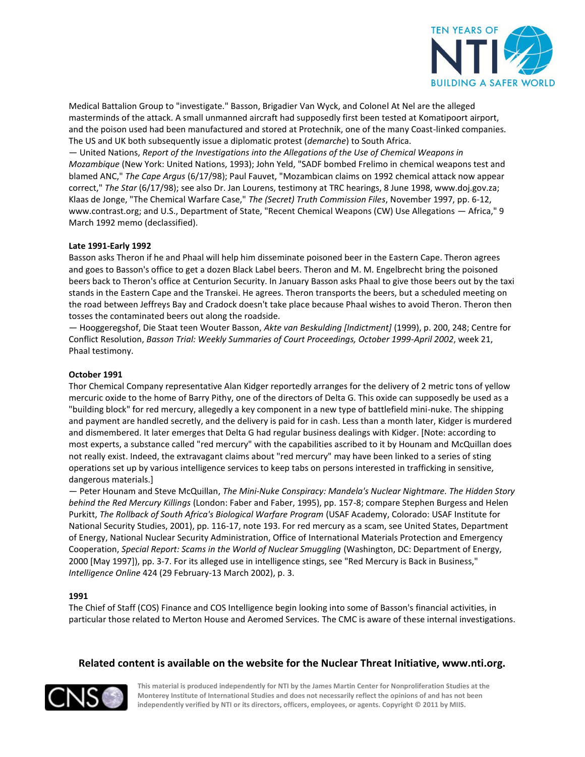Medical Battalion Group to "investigate." Basson, Brigadier Van Wyck, and Colonel At Nel are the alleged masterminds of the attack. A small unmanned aircraft had supposedly first been tested at Komatipoort airport, and the poison used had been manufactured and stored at Protechnik, one of the many Coast-linked companies. The US and UK both subsequently issue a diplomatic protest (*demarche*) to South Africa.
— United Nations, *Report of the Investigations into the Allegations of the Use of Chemical Weapons in Mozambique* (New York: United Nations, 1993); John Yeld, "SADF bombed Frelimo in chemical weapons test and blamed ANC," *The Cape Argus* (6/17/98); Paul Fauvet, "Mozambican claims on 1992 chemical attack now appear correct," *The Star* (6/17/98); see also Dr. Jan Lourens, testimony at TRC hearings, 8 June 1998, www.doj.gov.za; Klaas de Jonge, "The Chemical Warfare Case," *The (Secret) Truth Commission Files*, November 1997, pp. 6-12, www.contrast.org; and U.S., Department of State, "Recent Chemical Weapons (CW) Use Allegations — Africa," 9 March 1992 memo (declassified).

**Late 1991-Early 1992**
Basson asks Theron if he and Phaal will help him disseminate poisoned beer in the Eastern Cape. Theron agrees and goes to Basson's office to get a dozen Black Label beers. Theron and M. M. Engelbrecht bring the poisoned beers back to Theron's office at Centurion Security. In January Basson asks Phaal to give those beers out by the taxi stands in the Eastern Cape and the Transkei. He agrees. Theron transports the beers, but a scheduled meeting on the road between Jeffreys Bay and Cradock doesn't take place because Phaal wishes to avoid Theron. Theron then tosses the contaminated beers out along the roadside.
— Hooggeregshof, Die Staat teen Wouter Basson, *Akte van Beskulding [Indictment]* (1999), p. 200, 248; Centre for Conflict Resolution, *Basson Trial: Weekly Summaries of Court Proceedings, October 1999-April 2002*, week 21, Phaal testimony.

**October 1991**
Thor Chemical Company representative Alan Kidger reportedly arranges for the delivery of 2 metric tons of yellow mercuric oxide to the home of Barry Pithy, one of the directors of Delta G. This oxide can supposedly be used as a "building block" for red mercury, allegedly a key component in a new type of battlefield mini-nuke. The shipping and payment are handled secretly, and the delivery is paid for in cash. Less than a month later, Kidger is murdered and dismembered. It later emerges that Delta G had regular business dealings with Kidger. [Note: according to most experts, a substance called "red mercury" with the capabilities ascribed to it by Hounam and McQuillan does not really exist. Indeed, the extravagant claims about "red mercury" may have been linked to a series of sting operations set up by various intelligence services to keep tabs on persons interested in trafficking in sensitive, dangerous materials.]
— Peter Hounam and Steve McQuillan, *The Mini-Nuke Conspiracy: Mandela's Nuclear Nightmare. The Hidden Story behind the Red Mercury Killings* (London: Faber and Faber, 1995), pp. 157-8; compare Stephen Burgess and Helen Purkitt, *The Rollback of South Africa's Biological Warfare Program* (USAF Academy, Colorado: USAF Institute for National Security Studies, 2001), pp. 116-17, note 193. For red mercury as a scam, see United States, Department of Energy, National Nuclear Security Administration, Office of International Materials Protection and Emergency Cooperation, *Special Report: Scams in the World of Nuclear Smuggling* (Washington, DC: Department of Energy, 2000 [May 1997]), pp. 3-7. For its alleged use in intelligence stings, see "Red Mercury is Back in Business," *Intelligence Online* 424 (29 February-13 March 2002), p. 3.

**1991**
The Chief of Staff (COS) Finance and COS Intelligence begin looking into some of Basson's financial activities, in particular those related to Merton House and Aeromed Services. The CMC is aware of these internal investigations.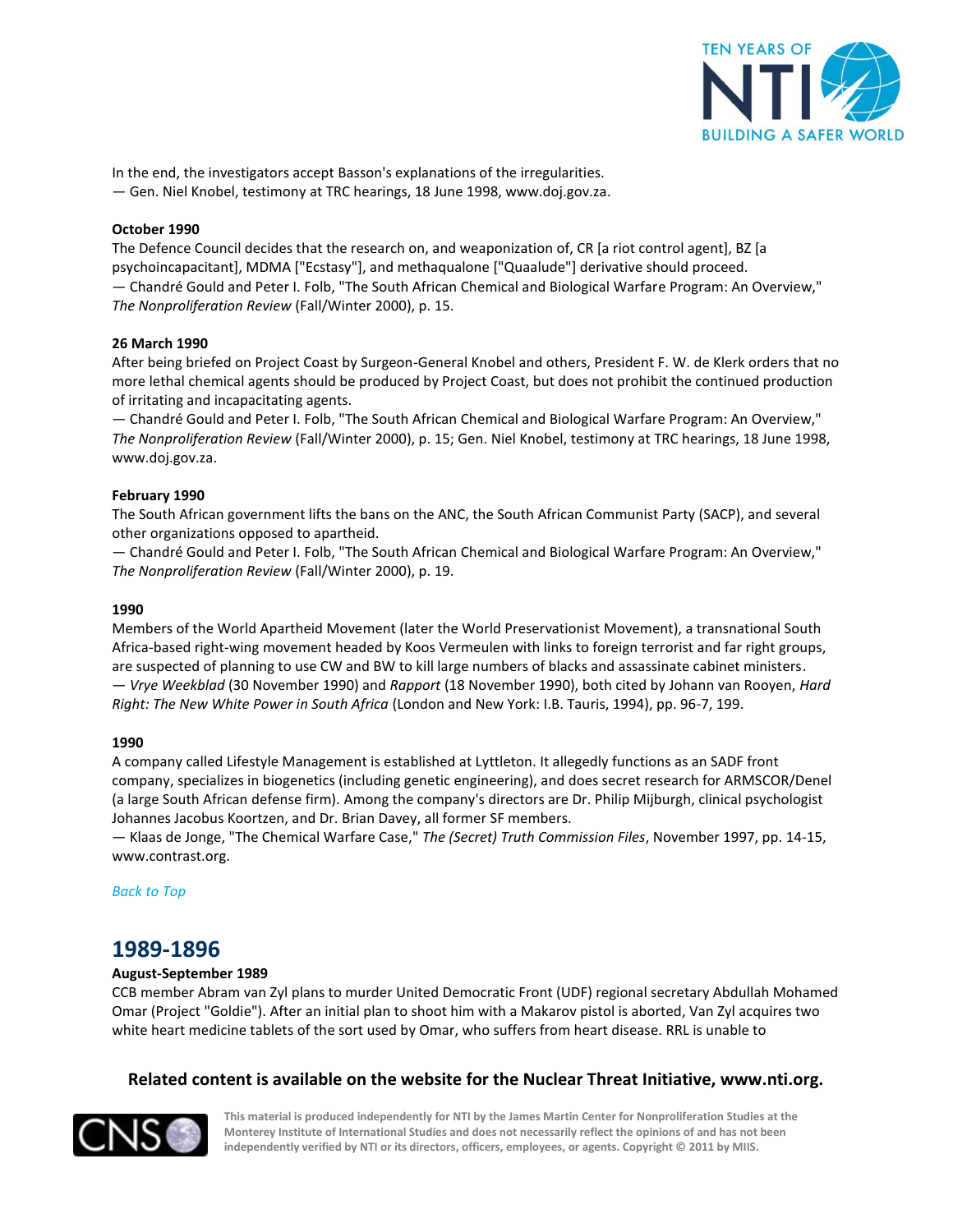In the end, the investigators accept Basson's explanations of the irregularities.
— Gen. Niel Knobel, testimony at TRC hearings, 18 June 1998, www.doj.gov.za.

**October 1990**
The Defence Council decides that the research on, and weaponization of, CR [a riot control agent], BZ [a psychoincapacitant], MDMA ["Ecstasy"], and methaqualone ["Quaalude"] derivative should proceed.
— Chandré Gould and Peter I. Folb, "The South African Chemical and Biological Warfare Program: An Overview," *The Nonproliferation Review* (Fall/Winter 2000), p. 15.

**26 March 1990**
After being briefed on Project Coast by Surgeon-General Knobel and others, President F. W. de Klerk orders that no more lethal chemical agents should be produced by Project Coast, but does not prohibit the continued production of irritating and incapacitating agents.
— Chandré Gould and Peter I. Folb, "The South African Chemical and Biological Warfare Program: An Overview," *The Nonproliferation Review* (Fall/Winter 2000), p. 15; Gen. Niel Knobel, testimony at TRC hearings, 18 June 1998, www.doj.gov.za.

**February 1990**
The South African government lifts the bans on the ANC, the South African Communist Party (SACP), and several other organizations opposed to apartheid.
— Chandré Gould and Peter I. Folb, "The South African Chemical and Biological Warfare Program: An Overview," *The Nonproliferation Review* (Fall/Winter 2000), p. 19.

**1990**
Members of the World Apartheid Movement (later the World Preservationist Movement), a transnational South Africa-based right-wing movement headed by Koos Vermeulen with links to foreign terrorist and far right groups, are suspected of planning to use CW and BW to kill large numbers of blacks and assassinate cabinet ministers.
— *Vrye Weekblad* (30 November 1990) and *Rapport* (18 November 1990), both cited by Johann van Rooyen, *Hard Right: The New White Power in South Africa* (London and New York: I.B. Tauris, 1994), pp. 96-7, 199.

**1990**
A company called Lifestyle Management is established at Lyttleton. It allegedly functions as an SADF front company, specializes in biogenetics (including genetic engineering), and does secret research for ARMSCOR/Denel (a large South African defense firm). Among the company's directors are Dr. Philip Mijburgh, clinical psychologist Johannes Jacobus Koortzen, and Dr. Brian Davey, all former SF members.
— Klaas de Jonge, "The Chemical Warfare Case," *The (Secret) Truth Commission Files*, November 1997, pp. 14-15, www.contrast.org.

*Back to Top*

## 1989-1896

**August-September 1989**
CCB member Abram van Zyl plans to murder United Democratic Front (UDF) regional secretary Abdullah Mohamed Omar (Project "Goldie"). After an initial plan to shoot him with a Makarov pistol is aborted, Van Zyl acquires two white heart medicine tablets of the sort used by Omar, who suffers from heart disease. RRL is unable to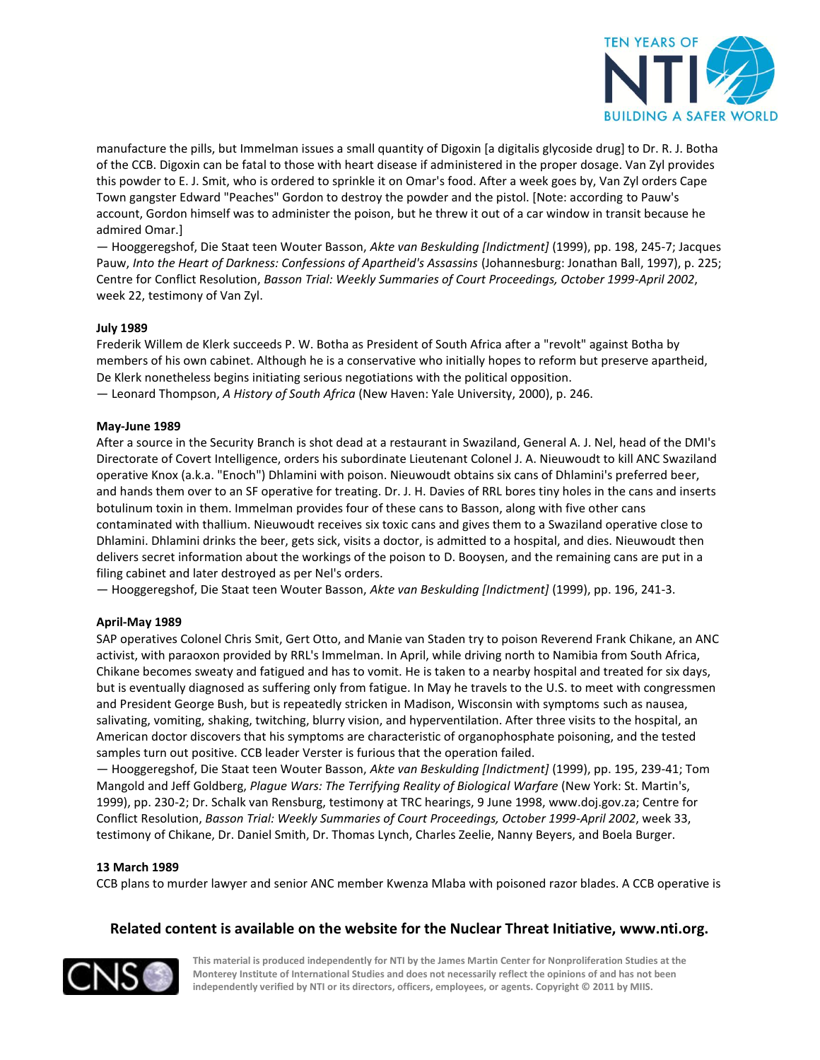manufacture the pills, but Immelman issues a small quantity of Digoxin [a digitalis glycoside drug] to Dr. R. J. Botha of the CCB. Digoxin can be fatal to those with heart disease if administered in the proper dosage. Van Zyl provides this powder to E. J. Smit, who is ordered to sprinkle it on Omar's food. After a week goes by, Van Zyl orders Cape Town gangster Edward "Peaches" Gordon to destroy the powder and the pistol. [Note: according to Pauw's account, Gordon himself was to administer the poison, but he threw it out of a car window in transit because he admired Omar.]
— Hooggeregshof, Die Staat teen Wouter Basson, *Akte van Beskulding [Indictment]* (1999), pp. 198, 245-7; Jacques Pauw, *Into the Heart of Darkness: Confessions of Apartheid's Assassins* (Johannesburg: Jonathan Ball, 1997), p. 225; Centre for Conflict Resolution, *Basson Trial: Weekly Summaries of Court Proceedings, October 1999-April 2002*, week 22, testimony of Van Zyl.

**July 1989**
Frederik Willem de Klerk succeeds P. W. Botha as President of South Africa after a "revolt" against Botha by members of his own cabinet. Although he is a conservative who initially hopes to reform but preserve apartheid, De Klerk nonetheless begins initiating serious negotiations with the political opposition.
— Leonard Thompson, *A History of South Africa* (New Haven: Yale University, 2000), p. 246.

**May-June 1989**
After a source in the Security Branch is shot dead at a restaurant in Swaziland, General A. J. Nel, head of the DMI's Directorate of Covert Intelligence, orders his subordinate Lieutenant Colonel J. A. Nieuwoudt to kill ANC Swaziland operative Knox (a.k.a. "Enoch") Dhlamini with poison. Nieuwoudt obtains six cans of Dhlamini's preferred beer, and hands them over to an SF operative for treating. Dr. J. H. Davies of RRL bores tiny holes in the cans and inserts botulinum toxin in them. Immelman provides four of these cans to Basson, along with five other cans contaminated with thallium. Nieuwoudt receives six toxic cans and gives them to a Swaziland operative close to Dhlamini. Dhlamini drinks the beer, gets sick, visits a doctor, is admitted to a hospital, and dies. Nieuwoudt then delivers secret information about the workings of the poison to D. Booysen, and the remaining cans are put in a filing cabinet and later destroyed as per Nel's orders.
— Hooggeregshof, Die Staat teen Wouter Basson, *Akte van Beskulding [Indictment]* (1999), pp. 196, 241-3.

**April-May 1989**
SAP operatives Colonel Chris Smit, Gert Otto, and Manie van Staden try to poison Reverend Frank Chikane, an ANC activist, with paraoxon provided by RRL's Immelman. In April, while driving north to Namibia from South Africa, Chikane becomes sweaty and fatigued and has to vomit. He is taken to a nearby hospital and treated for six days, but is eventually diagnosed as suffering only from fatigue. In May he travels to the U.S. to meet with congressmen and President George Bush, but is repeatedly stricken in Madison, Wisconsin with symptoms such as nausea, salivating, vomiting, shaking, twitching, blurry vision, and hyperventilation. After three visits to the hospital, an American doctor discovers that his symptoms are characteristic of organophosphate poisoning, and the tested samples turn out positive. CCB leader Verster is furious that the operation failed.
— Hooggeregshof, Die Staat teen Wouter Basson, *Akte van Beskulding [Indictment]* (1999), pp. 195, 239-41; Tom Mangold and Jeff Goldberg, *Plague Wars: The Terrifying Reality of Biological Warfare* (New York: St. Martin's, 1999), pp. 230-2; Dr. Schalk van Rensburg, testimony at TRC hearings, 9 June 1998, www.doj.gov.za; Centre for Conflict Resolution, *Basson Trial: Weekly Summaries of Court Proceedings, October 1999-April 2002*, week 33, testimony of Chikane, Dr. Daniel Smith, Dr. Thomas Lynch, Charles Zeelie, Nanny Beyers, and Boela Burger.

**13 March 1989**
CCB plans to murder lawyer and senior ANC member Kwenza Mlaba with poisoned razor blades. A CCB operative is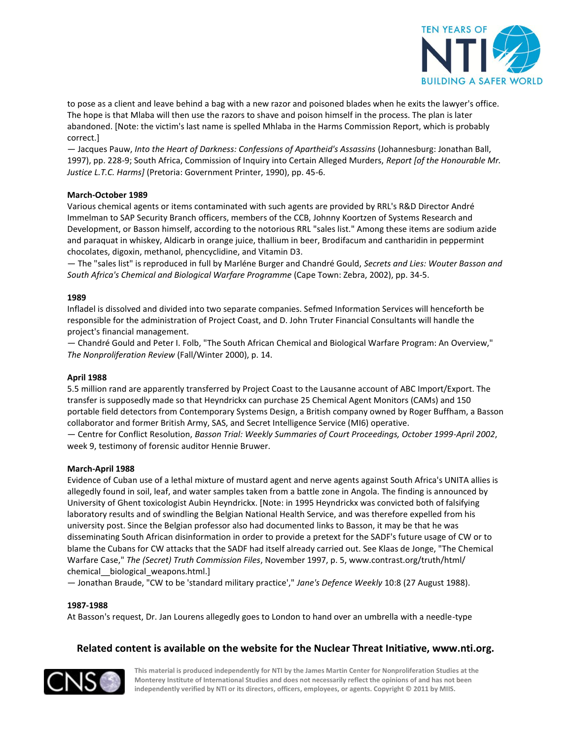to pose as a client and leave behind a bag with a new razor and poisoned blades when he exits the lawyer's office. The hope is that Mlaba will then use the razors to shave and poison himself in the process. The plan is later abandoned. [Note: the victim's last name is spelled Mhlaba in the Harms Commission Report, which is probably correct.]

— Jacques Pauw, *Into the Heart of Darkness: Confessions of Apartheid's Assassins* (Johannesburg: Jonathan Ball, 1997), pp. 228-9; South Africa, Commission of Inquiry into Certain Alleged Murders, *Report [of the Honourable Mr. Justice L.T.C. Harms]* (Pretoria: Government Printer, 1990), pp. 45-6.

**March-October 1989**

Various chemical agents or items contaminated with such agents are provided by RRL's R&D Director André Immelman to SAP Security Branch officers, members of the CCB, Johnny Koortzen of Systems Research and Development, or Basson himself, according to the notorious RRL "sales list." Among these items are sodium azide and paraquat in whiskey, Aldicarb in orange juice, thallium in beer, Brodifacum and cantharidin in peppermint chocolates, digoxin, methanol, phencyclidine, and Vitamin D3.

— The "sales list" is reproduced in full by Marléne Burger and Chandré Gould, *Secrets and Lies: Wouter Basson and South Africa's Chemical and Biological Warfare Programme* (Cape Town: Zebra, 2002), pp. 34-5.

**1989**

Infladel is dissolved and divided into two separate companies. Sefmed Information Services will henceforth be responsible for the administration of Project Coast, and D. John Truter Financial Consultants will handle the project's financial management.

— Chandré Gould and Peter I. Folb, "The South African Chemical and Biological Warfare Program: An Overview," *The Nonproliferation Review* (Fall/Winter 2000), p. 14.

**April 1988**

5.5 million rand are apparently transferred by Project Coast to the Lausanne account of ABC Import/Export. The transfer is supposedly made so that Heyndrickx can purchase 25 Chemical Agent Monitors (CAMs) and 150 portable field detectors from Contemporary Systems Design, a British company owned by Roger Buffham, a Basson collaborator and former British Army, SAS, and Secret Intelligence Service (MI6) operative.

— Centre for Conflict Resolution, *Basson Trial: Weekly Summaries of Court Proceedings, October 1999-April 2002*, week 9, testimony of forensic auditor Hennie Bruwer.

**March-April 1988**

Evidence of Cuban use of a lethal mixture of mustard agent and nerve agents against South Africa's UNITA allies is allegedly found in soil, leaf, and water samples taken from a battle zone in Angola. The finding is announced by University of Ghent toxicologist Aubin Heyndrickx. [Note: in 1995 Heyndrickx was convicted both of falsifying laboratory results and of swindling the Belgian National Health Service, and was therefore expelled from his university post. Since the Belgian professor also had documented links to Basson, it may be that he was disseminating South African disinformation in order to provide a pretext for the SADF's future usage of CW or to blame the Cubans for CW attacks that the SADF had itself already carried out. See Klaas de Jonge, "The Chemical Warfare Case," *The (Secret) Truth Commission Files*, November 1997, p. 5, www.contrast.org/truth/html/chemical__biological_weapons.html.]

— Jonathan Braude, "CW to be 'standard military practice'," *Jane's Defence Weekly* 10:8 (27 August 1988).

**1987-1988**

At Basson's request, Dr. Jan Lourens allegedly goes to London to hand over an umbrella with a needle-type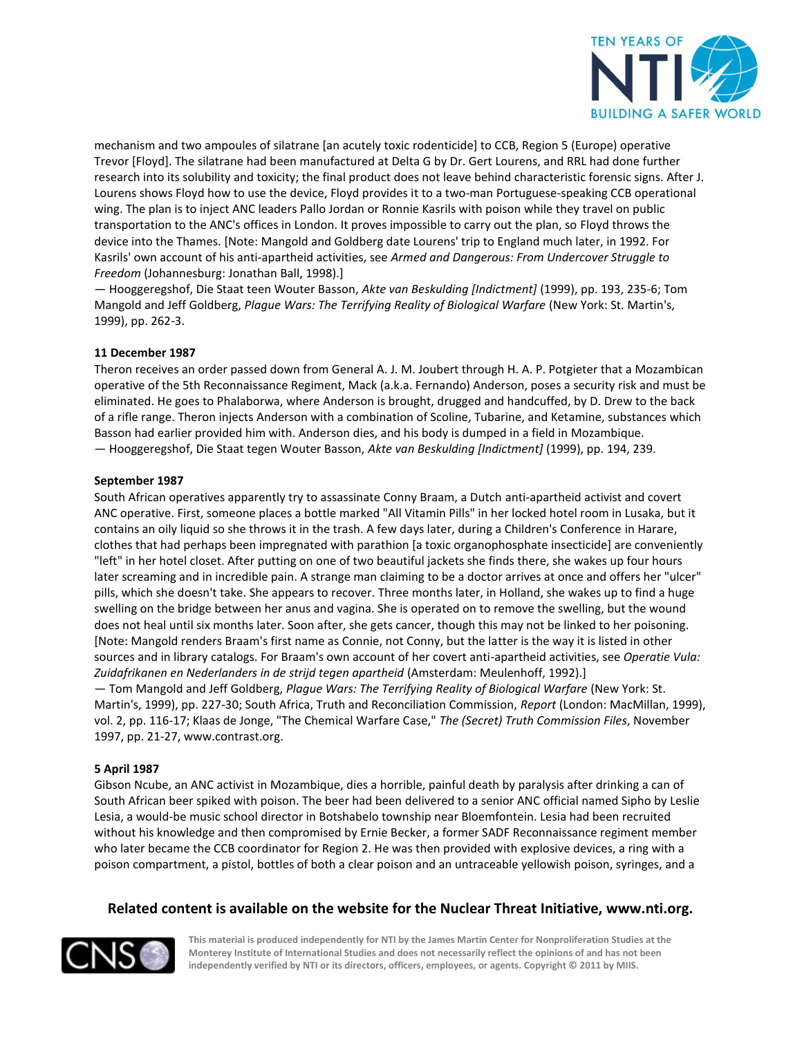mechanism and two ampoules of silatrane [an acutely toxic rodenticide] to CCB, Region 5 (Europe) operative Trevor [Floyd]. The silatrane had been manufactured at Delta G by Dr. Gert Lourens, and RRL had done further research into its solubility and toxicity; the final product does not leave behind characteristic forensic signs. After J. Lourens shows Floyd how to use the device, Floyd provides it to a two-man Portuguese-speaking CCB operational wing. The plan is to inject ANC leaders Pallo Jordan or Ronnie Kasrils with poison while they travel on public transportation to the ANC's offices in London. It proves impossible to carry out the plan, so Floyd throws the device into the Thames. [Note: Mangold and Goldberg date Lourens' trip to England much later, in 1992. For Kasrils' own account of his anti-apartheid activities, see *Armed and Dangerous: From Undercover Struggle to Freedom* (Johannesburg: Jonathan Ball, 1998).]
— Hooggeregshof, Die Staat teen Wouter Basson, *Akte van Beskulding [Indictment]* (1999), pp. 193, 235-6; Tom Mangold and Jeff Goldberg, *Plague Wars: The Terrifying Reality of Biological Warfare* (New York: St. Martin's, 1999), pp. 262-3.

**11 December 1987**
Theron receives an order passed down from General A. J. M. Joubert through H. A. P. Potgieter that a Mozambican operative of the 5th Reconnaissance Regiment, Mack (a.k.a. Fernando) Anderson, poses a security risk and must be eliminated. He goes to Phalaborwa, where Anderson is brought, drugged and handcuffed, by D. Drew to the back of a rifle range. Theron injects Anderson with a combination of Scoline, Tubarine, and Ketamine, substances which Basson had earlier provided him with. Anderson dies, and his body is dumped in a field in Mozambique.
— Hooggeregshof, Die Staat tegen Wouter Basson, *Akte van Beskulding [Indictment]* (1999), pp. 194, 239.

**September 1987**
South African operatives apparently try to assassinate Conny Braam, a Dutch anti-apartheid activist and covert ANC operative. First, someone places a bottle marked "All Vitamin Pills" in her locked hotel room in Lusaka, but it contains an oily liquid so she throws it in the trash. A few days later, during a Children's Conference in Harare, clothes that had perhaps been impregnated with parathion [a toxic organophosphate insecticide] are conveniently "left" in her hotel closet. After putting on one of two beautiful jackets she finds there, she wakes up four hours later screaming and in incredible pain. A strange man claiming to be a doctor arrives at once and offers her "ulcer" pills, which she doesn't take. She appears to recover. Three months later, in Holland, she wakes up to find a huge swelling on the bridge between her anus and vagina. She is operated on to remove the swelling, but the wound does not heal until six months later. Soon after, she gets cancer, though this may not be linked to her poisoning. [Note: Mangold renders Braam's first name as Connie, not Conny, but the latter is the way it is listed in other sources and in library catalogs. For Braam's own account of her covert anti-apartheid activities, see *Operatie Vula: Zuidafrikanen en Nederlanders in de strijd tegen apartheid* (Amsterdam: Meulenhoff, 1992).]
— Tom Mangold and Jeff Goldberg, *Plague Wars: The Terrifying Reality of Biological Warfare* (New York: St. Martin's, 1999), pp. 227-30; South Africa, Truth and Reconciliation Commission, *Report* (London: MacMillan, 1999), vol. 2, pp. 116-17; Klaas de Jonge, "The Chemical Warfare Case," *The (Secret) Truth Commission Files*, November 1997, pp. 21-27, www.contrast.org.

**5 April 1987**
Gibson Ncube, an ANC activist in Mozambique, dies a horrible, painful death by paralysis after drinking a can of South African beer spiked with poison. The beer had been delivered to a senior ANC official named Sipho by Leslie Lesia, a would-be music school director in Botshabelo township near Bloemfontein. Lesia had been recruited without his knowledge and then compromised by Ernie Becker, a former SADF Reconnaissance regiment member who later became the CCB coordinator for Region 2. He was then provided with explosive devices, a ring with a poison compartment, a pistol, bottles of both a clear poison and an untraceable yellowish poison, syringes, and a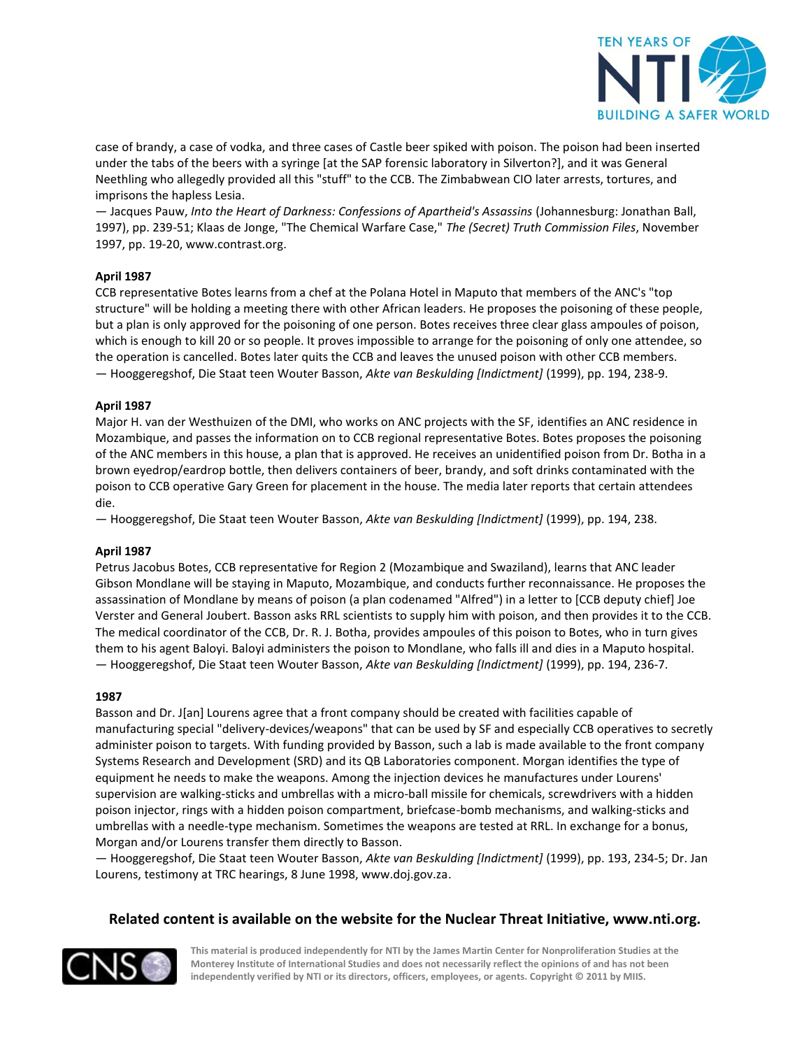case of brandy, a case of vodka, and three cases of Castle beer spiked with poison. The poison had been inserted under the tabs of the beers with a syringe [at the SAP forensic laboratory in Silverton?], and it was General Neethling who allegedly provided all this "stuff" to the CCB. The Zimbabwean CIO later arrests, tortures, and imprisons the hapless Lesia.
— Jacques Pauw, *Into the Heart of Darkness: Confessions of Apartheid's Assassins* (Johannesburg: Jonathan Ball, 1997), pp. 239-51; Klaas de Jonge, "The Chemical Warfare Case," *The (Secret) Truth Commission Files*, November 1997, pp. 19-20, www.contrast.org.

**April 1987**
CCB representative Botes learns from a chef at the Polana Hotel in Maputo that members of the ANC's "top structure" will be holding a meeting there with other African leaders. He proposes the poisoning of these people, but a plan is only approved for the poisoning of one person. Botes receives three clear glass ampoules of poison, which is enough to kill 20 or so people. It proves impossible to arrange for the poisoning of only one attendee, so the operation is cancelled. Botes later quits the CCB and leaves the unused poison with other CCB members.
— Hooggeregshof, Die Staat teen Wouter Basson, *Akte van Beskulding [Indictment]* (1999), pp. 194, 238-9.

**April 1987**
Major H. van der Westhuizen of the DMI, who works on ANC projects with the SF, identifies an ANC residence in Mozambique, and passes the information on to CCB regional representative Botes. Botes proposes the poisoning of the ANC members in this house, a plan that is approved. He receives an unidentified poison from Dr. Botha in a brown eyedrop/eardrop bottle, then delivers containers of beer, brandy, and soft drinks contaminated with the poison to CCB operative Gary Green for placement in the house. The media later reports that certain attendees die.
— Hooggeregshof, Die Staat teen Wouter Basson, *Akte van Beskulding [Indictment]* (1999), pp. 194, 238.

**April 1987**
Petrus Jacobus Botes, CCB representative for Region 2 (Mozambique and Swaziland), learns that ANC leader Gibson Mondlane will be staying in Maputo, Mozambique, and conducts further reconnaissance. He proposes the assassination of Mondlane by means of poison (a plan codenamed "Alfred") in a letter to [CCB deputy chief] Joe Verster and General Joubert. Basson asks RRL scientists to supply him with poison, and then provides it to the CCB. The medical coordinator of the CCB, Dr. R. J. Botha, provides ampoules of this poison to Botes, who in turn gives them to his agent Baloyi. Baloyi administers the poison to Mondlane, who falls ill and dies in a Maputo hospital.
— Hooggeregshof, Die Staat teen Wouter Basson, *Akte van Beskulding [Indictment]* (1999), pp. 194, 236-7.

**1987**
Basson and Dr. J[an] Lourens agree that a front company should be created with facilities capable of manufacturing special "delivery-devices/weapons" that can be used by SF and especially CCB operatives to secretly administer poison to targets. With funding provided by Basson, such a lab is made available to the front company Systems Research and Development (SRD) and its QB Laboratories component. Morgan identifies the type of equipment he needs to make the weapons. Among the injection devices he manufactures under Lourens' supervision are walking-sticks and umbrellas with a micro-ball missile for chemicals, screwdrivers with a hidden poison injector, rings with a hidden poison compartment, briefcase-bomb mechanisms, and walking-sticks and umbrellas with a needle-type mechanism. Sometimes the weapons are tested at RRL. In exchange for a bonus, Morgan and/or Lourens transfer them directly to Basson.
— Hooggeregshof, Die Staat teen Wouter Basson, *Akte van Beskulding [Indictment]* (1999), pp. 193, 234-5; Dr. Jan Lourens, testimony at TRC hearings, 8 June 1998, www.doj.gov.za.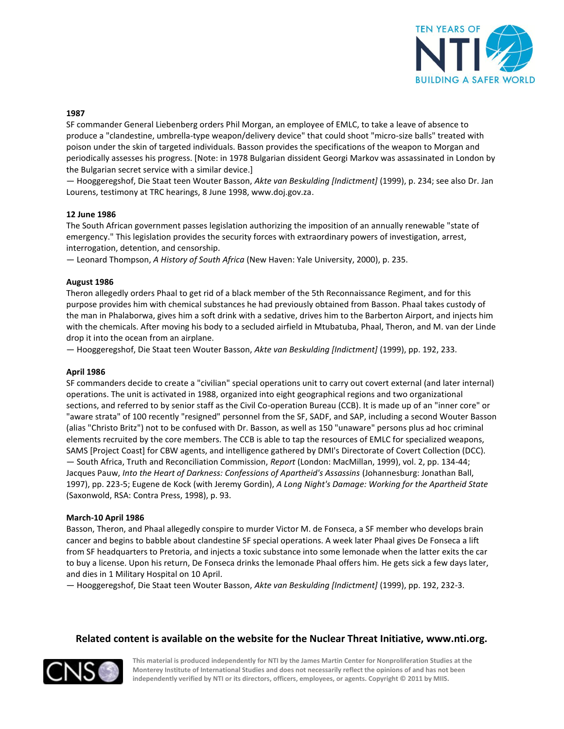**1987**

SF commander General Liebenberg orders Phil Morgan, an employee of EMLC, to take a leave of absence to produce a "clandestine, umbrella-type weapon/delivery device" that could shoot "micro-size balls" treated with poison under the skin of targeted individuals. Basson provides the specifications of the weapon to Morgan and periodically assesses his progress. [Note: in 1978 Bulgarian dissident Georgi Markov was assassinated in London by the Bulgarian secret service with a similar device.]

— Hooggeregshof, Die Staat teen Wouter Basson, *Akte van Beskulding [Indictment]* (1999), p. 234; see also Dr. Jan Lourens, testimony at TRC hearings, 8 June 1998, www.doj.gov.za.

**12 June 1986**

The South African government passes legislation authorizing the imposition of an annually renewable "state of emergency." This legislation provides the security forces with extraordinary powers of investigation, arrest, interrogation, detention, and censorship.

— Leonard Thompson, *A History of South Africa* (New Haven: Yale University, 2000), p. 235.

**August 1986**

Theron allegedly orders Phaal to get rid of a black member of the 5th Reconnaissance Regiment, and for this purpose provides him with chemical substances he had previously obtained from Basson. Phaal takes custody of the man in Phalaborwa, gives him a soft drink with a sedative, drives him to the Barberton Airport, and injects him with the chemicals. After moving his body to a secluded airfield in Mtubatuba, Phaal, Theron, and M. van der Linde drop it into the ocean from an airplane.

— Hooggeregshof, Die Staat teen Wouter Basson, *Akte van Beskulding [Indictment]* (1999), pp. 192, 233.

**April 1986**

SF commanders decide to create a "civilian" special operations unit to carry out covert external (and later internal) operations. The unit is activated in 1988, organized into eight geographical regions and two organizational sections, and referred to by senior staff as the Civil Co-operation Bureau (CCB). It is made up of an "inner core" or "aware strata" of 100 recently "resigned" personnel from the SF, SADF, and SAP, including a second Wouter Basson (alias "Christo Britz") not to be confused with Dr. Basson, as well as 150 "unaware" persons plus ad hoc criminal elements recruited by the core members. The CCB is able to tap the resources of EMLC for specialized weapons, SAMS [Project Coast] for CBW agents, and intelligence gathered by DMI's Directorate of Covert Collection (DCC).

— South Africa, Truth and Reconciliation Commission, *Report* (London: MacMillan, 1999), vol. 2, pp. 134-44; Jacques Pauw, *Into the Heart of Darkness: Confessions of Apartheid's Assassins* (Johannesburg: Jonathan Ball, 1997), pp. 223-5; Eugene de Kock (with Jeremy Gordin), *A Long Night's Damage: Working for the Apartheid State* (Saxonwold, RSA: Contra Press, 1998), p. 93.

**March-10 April 1986**

Basson, Theron, and Phaal allegedly conspire to murder Victor M. de Fonseca, a SF member who develops brain cancer and begins to babble about clandestine SF special operations. A week later Phaal gives De Fonseca a lift from SF headquarters to Pretoria, and injects a toxic substance into some lemonade when the latter exits the car to buy a license. Upon his return, De Fonseca drinks the lemonade Phaal offers him. He gets sick a few days later, and dies in 1 Military Hospital on 10 April.

— Hooggeregshof, Die Staat teen Wouter Basson, *Akte van Beskulding [Indictment]* (1999), pp. 192, 232-3.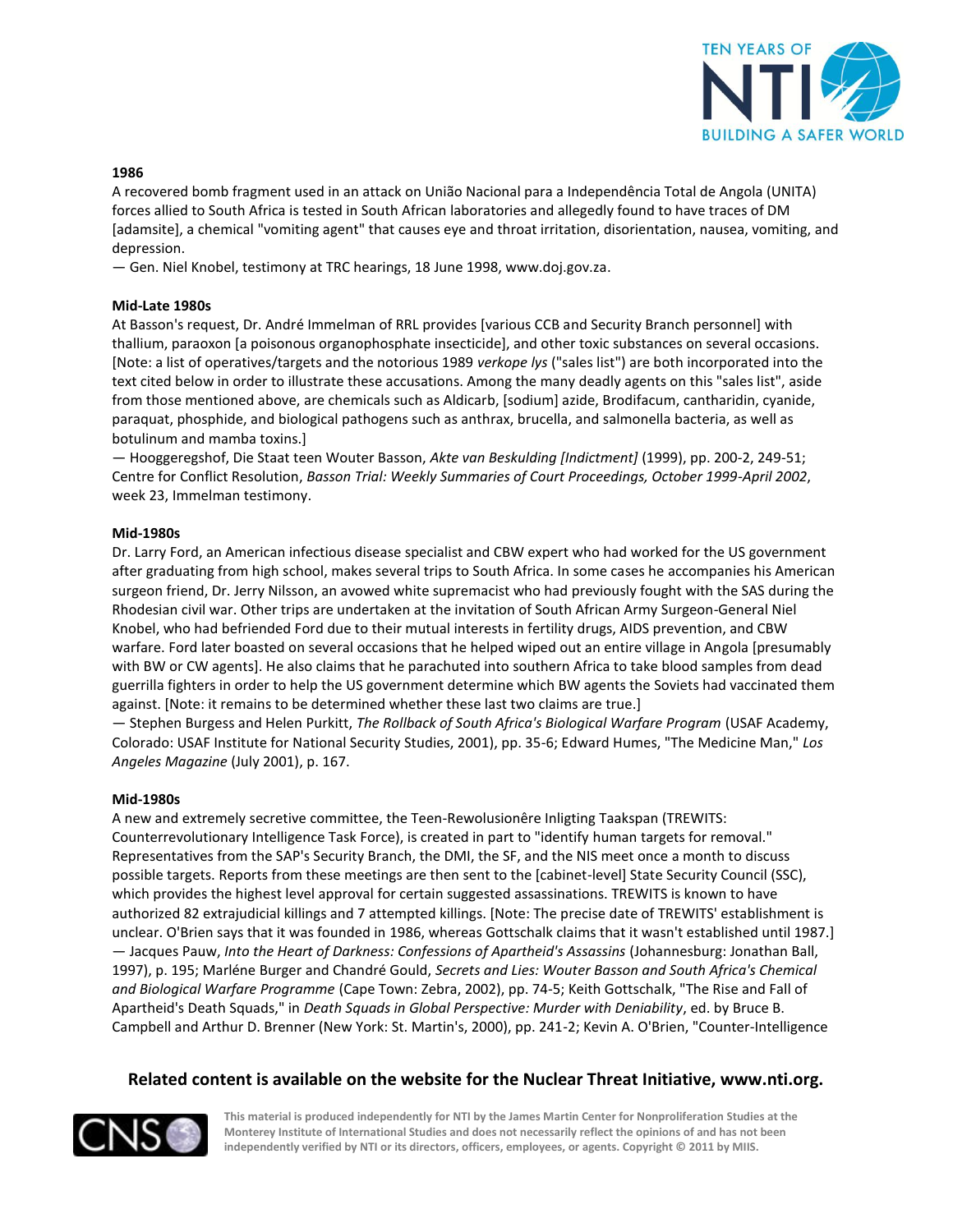**1986**

A recovered bomb fragment used in an attack on União Nacional para a Independência Total de Angola (UNITA) forces allied to South Africa is tested in South African laboratories and allegedly found to have traces of DM [adamsite], a chemical "vomiting agent" that causes eye and throat irritation, disorientation, nausea, vomiting, and depression.

— Gen. Niel Knobel, testimony at TRC hearings, 18 June 1998, www.doj.gov.za.

**Mid-Late 1980s**

At Basson's request, Dr. André Immelman of RRL provides [various CCB and Security Branch personnel] with thallium, paraoxon [a poisonous organophosphate insecticide], and other toxic substances on several occasions. [Note: a list of operatives/targets and the notorious 1989 *verkope lys* ("sales list") are both incorporated into the text cited below in order to illustrate these accusations. Among the many deadly agents on this "sales list", aside from those mentioned above, are chemicals such as Aldicarb, [sodium] azide, Brodifacum, cantharidin, cyanide, paraquat, phosphide, and biological pathogens such as anthrax, brucella, and salmonella bacteria, as well as botulinum and mamba toxins.]

— Hooggeregshof, Die Staat teen Wouter Basson, *Akte van Beskulding [Indictment]* (1999), pp. 200-2, 249-51; Centre for Conflict Resolution, *Basson Trial: Weekly Summaries of Court Proceedings, October 1999-April 2002*, week 23, Immelman testimony.

**Mid-1980s**

Dr. Larry Ford, an American infectious disease specialist and CBW expert who had worked for the US government after graduating from high school, makes several trips to South Africa. In some cases he accompanies his American surgeon friend, Dr. Jerry Nilsson, an avowed white supremacist who had previously fought with the SAS during the Rhodesian civil war. Other trips are undertaken at the invitation of South African Army Surgeon-General Niel Knobel, who had befriended Ford due to their mutual interests in fertility drugs, AIDS prevention, and CBW warfare. Ford later boasted on several occasions that he helped wiped out an entire village in Angola [presumably with BW or CW agents]. He also claims that he parachuted into southern Africa to take blood samples from dead guerrilla fighters in order to help the US government determine which BW agents the Soviets had vaccinated them against. [Note: it remains to be determined whether these last two claims are true.]

— Stephen Burgess and Helen Purkitt, *The Rollback of South Africa's Biological Warfare Program* (USAF Academy, Colorado: USAF Institute for National Security Studies, 2001), pp. 35-6; Edward Humes, "The Medicine Man," *Los Angeles Magazine* (July 2001), p. 167.

**Mid-1980s**

A new and extremely secretive committee, the Teen-Rewolusionêre Inligting Taakspan (TREWITS: Counterrevolutionary Intelligence Task Force), is created in part to "identify human targets for removal." Representatives from the SAP's Security Branch, the DMI, the SF, and the NIS meet once a month to discuss possible targets. Reports from these meetings are then sent to the [cabinet-level] State Security Council (SSC), which provides the highest level approval for certain suggested assassinations. TREWITS is known to have authorized 82 extrajudicial killings and 7 attempted killings. [Note: The precise date of TREWITS' establishment is unclear. O'Brien says that it was founded in 1986, whereas Gottschalk claims that it wasn't established until 1987.]

— Jacques Pauw, *Into the Heart of Darkness: Confessions of Apartheid's Assassins* (Johannesburg: Jonathan Ball, 1997), p. 195; Marléne Burger and Chandré Gould, *Secrets and Lies: Wouter Basson and South Africa's Chemical and Biological Warfare Programme* (Cape Town: Zebra, 2002), pp. 74-5; Keith Gottschalk, "The Rise and Fall of Apartheid's Death Squads," in *Death Squads in Global Perspective: Murder with Deniability*, ed. by Bruce B. Campbell and Arthur D. Brenner (New York: St. Martin's, 2000), pp. 241-2; Kevin A. O'Brien, "Counter-Intelligence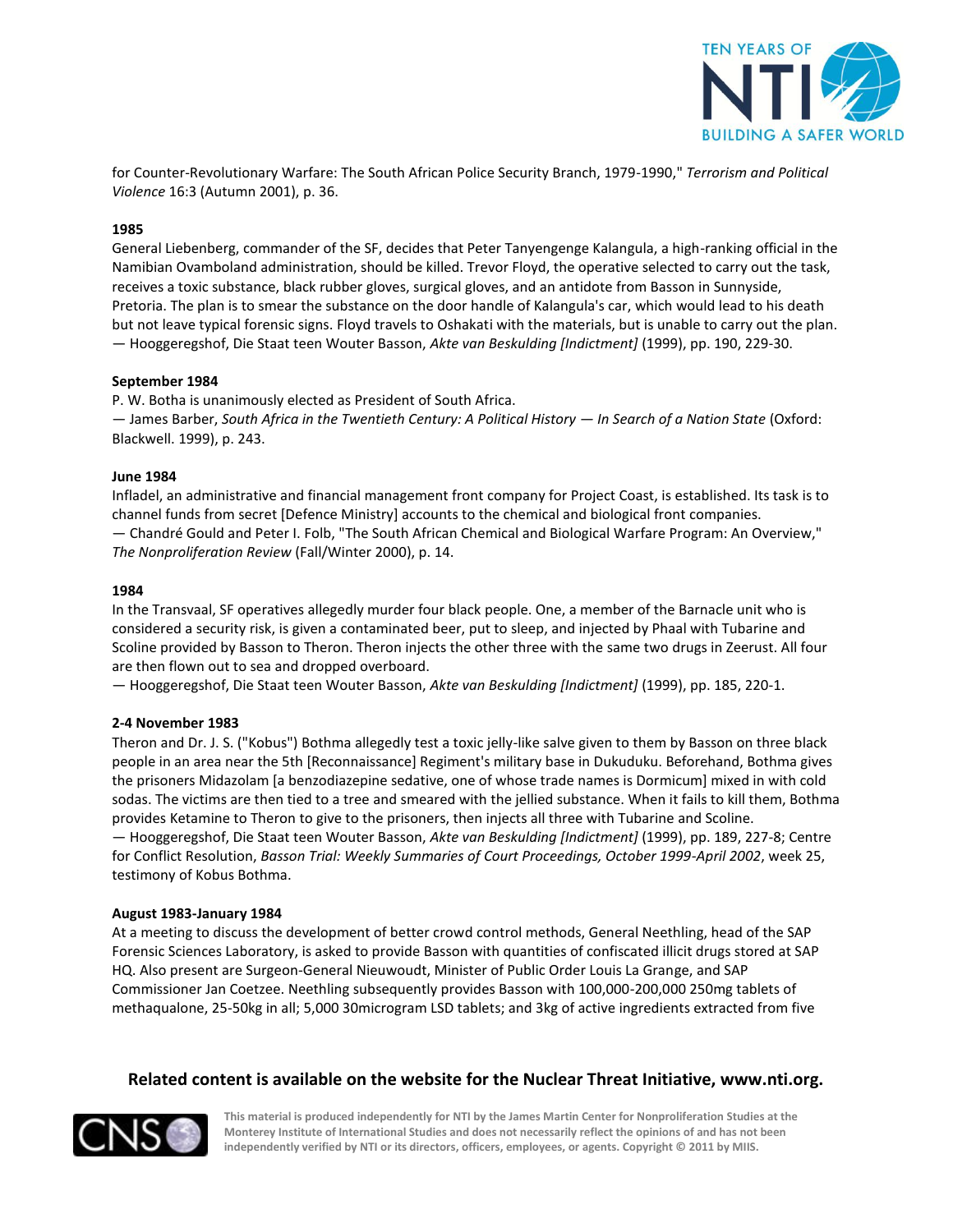for Counter-Revolutionary Warfare: The South African Police Security Branch, 1979-1990," *Terrorism and Political Violence* 16:3 (Autumn 2001), p. 36.

**1985**

General Liebenberg, commander of the SF, decides that Peter Tanyengenge Kalangula, a high-ranking official in the Namibian Ovamboland administration, should be killed. Trevor Floyd, the operative selected to carry out the task, receives a toxic substance, black rubber gloves, surgical gloves, and an antidote from Basson in Sunnyside, Pretoria. The plan is to smear the substance on the door handle of Kalangula's car, which would lead to his death but not leave typical forensic signs. Floyd travels to Oshakati with the materials, but is unable to carry out the plan.
— Hooggeregshof, Die Staat teen Wouter Basson, *Akte van Beskulding [Indictment]* (1999), pp. 190, 229-30.

**September 1984**

P. W. Botha is unanimously elected as President of South Africa.
— James Barber, *South Africa in the Twentieth Century: A Political History — In Search of a Nation State* (Oxford: Blackwell. 1999), p. 243.

**June 1984**

Infladel, an administrative and financial management front company for Project Coast, is established. Its task is to channel funds from secret [Defence Ministry] accounts to the chemical and biological front companies.
— Chandré Gould and Peter I. Folb, "The South African Chemical and Biological Warfare Program: An Overview," *The Nonproliferation Review* (Fall/Winter 2000), p. 14.

**1984**

In the Transvaal, SF operatives allegedly murder four black people. One, a member of the Barnacle unit who is considered a security risk, is given a contaminated beer, put to sleep, and injected by Phaal with Tubarine and Scoline provided by Basson to Theron. Theron injects the other three with the same two drugs in Zeerust. All four are then flown out to sea and dropped overboard.
— Hooggeregshof, Die Staat teen Wouter Basson, *Akte van Beskulding [Indictment]* (1999), pp. 185, 220-1.

**2-4 November 1983**

Theron and Dr. J. S. ("Kobus") Bothma allegedly test a toxic jelly-like salve given to them by Basson on three black people in an area near the 5th [Reconnaissance] Regiment's military base in Dukuduku. Beforehand, Bothma gives the prisoners Midazolam [a benzodiazepine sedative, one of whose trade names is Dormicum] mixed in with cold sodas. The victims are then tied to a tree and smeared with the jellied substance. When it fails to kill them, Bothma provides Ketamine to Theron to give to the prisoners, then injects all three with Tubarine and Scoline.
— Hooggeregshof, Die Staat teen Wouter Basson, *Akte van Beskulding [Indictment]* (1999), pp. 189, 227-8; Centre for Conflict Resolution, *Basson Trial: Weekly Summaries of Court Proceedings, October 1999-April 2002*, week 25, testimony of Kobus Bothma.

**August 1983-January 1984**

At a meeting to discuss the development of better crowd control methods, General Neethling, head of the SAP Forensic Sciences Laboratory, is asked to provide Basson with quantities of confiscated illicit drugs stored at SAP HQ. Also present are Surgeon-General Nieuwoudt, Minister of Public Order Louis La Grange, and SAP Commissioner Jan Coetzee. Neethling subsequently provides Basson with 100,000-200,000 250mg tablets of methaqualone, 25-50kg in all; 5,000 30microgram LSD tablets; and 3kg of active ingredients extracted from five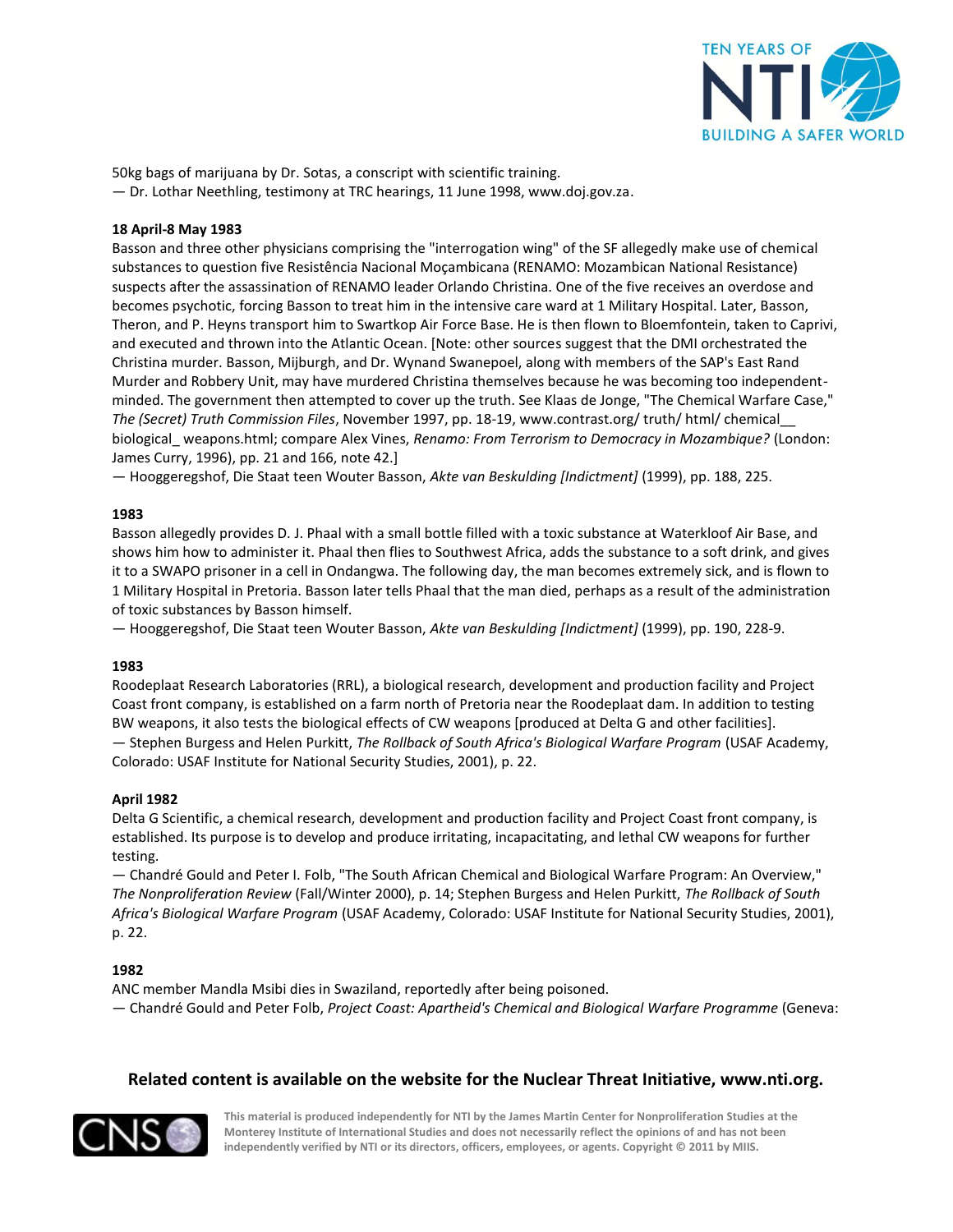50kg bags of marijuana by Dr. Sotas, a conscript with scientific training.
— Dr. Lothar Neethling, testimony at TRC hearings, 11 June 1998, www.doj.gov.za.

**18 April-8 May 1983**

Basson and three other physicians comprising the "interrogation wing" of the SF allegedly make use of chemical substances to question five Resistência Nacional Moçambicana (RENAMO: Mozambican National Resistance) suspects after the assassination of RENAMO leader Orlando Christina. One of the five receives an overdose and becomes psychotic, forcing Basson to treat him in the intensive care ward at 1 Military Hospital. Later, Basson, Theron, and P. Heyns transport him to Swartkop Air Force Base. He is then flown to Bloemfontein, taken to Caprivi, and executed and thrown into the Atlantic Ocean. [Note: other sources suggest that the DMI orchestrated the Christina murder. Basson, Mijburgh, and Dr. Wynand Swanepoel, along with members of the SAP's East Rand Murder and Robbery Unit, may have murdered Christina themselves because he was becoming too independent-minded. The government then attempted to cover up the truth. See Klaas de Jonge, "The Chemical Warfare Case," *The (Secret) Truth Commission Files*, November 1997, pp. 18-19, www.contrast.org/ truth/ html/ chemical__ biological_ weapons.html; compare Alex Vines, *Renamo: From Terrorism to Democracy in Mozambique?* (London: James Curry, 1996), pp. 21 and 166, note 42.]
— Hooggeregshof, Die Staat teen Wouter Basson, *Akte van Beskulding [Indictment]* (1999), pp. 188, 225.

**1983**

Basson allegedly provides D. J. Phaal with a small bottle filled with a toxic substance at Waterkloof Air Base, and shows him how to administer it. Phaal then flies to Southwest Africa, adds the substance to a soft drink, and gives it to a SWAPO prisoner in a cell in Ondangwa. The following day, the man becomes extremely sick, and is flown to 1 Military Hospital in Pretoria. Basson later tells Phaal that the man died, perhaps as a result of the administration of toxic substances by Basson himself.
— Hooggeregshof, Die Staat teen Wouter Basson, *Akte van Beskulding [Indictment]* (1999), pp. 190, 228-9.

**1983**

Roodeplaat Research Laboratories (RRL), a biological research, development and production facility and Project Coast front company, is established on a farm north of Pretoria near the Roodeplaat dam. In addition to testing BW weapons, it also tests the biological effects of CW weapons [produced at Delta G and other facilities].
— Stephen Burgess and Helen Purkitt, *The Rollback of South Africa's Biological Warfare Program* (USAF Academy, Colorado: USAF Institute for National Security Studies, 2001), p. 22.

**April 1982**

Delta G Scientific, a chemical research, development and production facility and Project Coast front company, is established. Its purpose is to develop and produce irritating, incapacitating, and lethal CW weapons for further testing.
— Chandré Gould and Peter I. Folb, "The South African Chemical and Biological Warfare Program: An Overview," *The Nonproliferation Review* (Fall/Winter 2000), p. 14; Stephen Burgess and Helen Purkitt, *The Rollback of South Africa's Biological Warfare Program* (USAF Academy, Colorado: USAF Institute for National Security Studies, 2001), p. 22.

**1982**

ANC member Mandla Msibi dies in Swaziland, reportedly after being poisoned.
— Chandré Gould and Peter Folb, *Project Coast: Apartheid's Chemical and Biological Warfare Programme* (Geneva: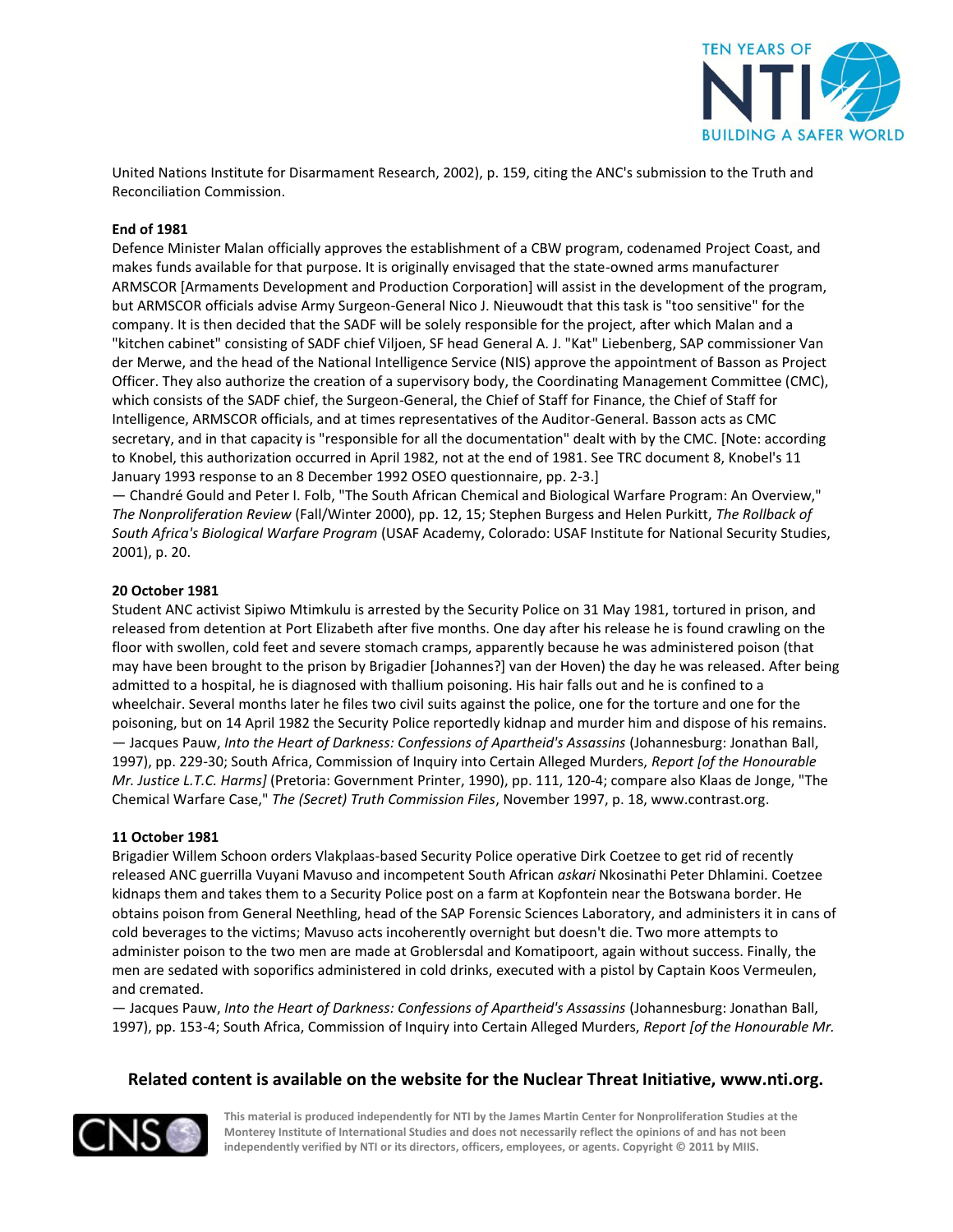United Nations Institute for Disarmament Research, 2002), p. 159, citing the ANC's submission to the Truth and Reconciliation Commission.

**End of 1981**
Defence Minister Malan officially approves the establishment of a CBW program, codenamed Project Coast, and makes funds available for that purpose. It is originally envisaged that the state-owned arms manufacturer ARMSCOR [Armaments Development and Production Corporation] will assist in the development of the program, but ARMSCOR officials advise Army Surgeon-General Nico J. Nieuwoudt that this task is "too sensitive" for the company. It is then decided that the SADF will be solely responsible for the project, after which Malan and a "kitchen cabinet" consisting of SADF chief Viljoen, SF head General A. J. "Kat" Liebenberg, SAP commissioner Van der Merwe, and the head of the National Intelligence Service (NIS) approve the appointment of Basson as Project Officer. They also authorize the creation of a supervisory body, the Coordinating Management Committee (CMC), which consists of the SADF chief, the Surgeon-General, the Chief of Staff for Finance, the Chief of Staff for Intelligence, ARMSCOR officials, and at times representatives of the Auditor-General. Basson acts as CMC secretary, and in that capacity is "responsible for all the documentation" dealt with by the CMC. [Note: according to Knobel, this authorization occurred in April 1982, not at the end of 1981. See TRC document 8, Knobel's 11 January 1993 response to an 8 December 1992 OSEO questionnaire, pp. 2-3.]
— Chandré Gould and Peter I. Folb, "The South African Chemical and Biological Warfare Program: An Overview," *The Nonproliferation Review* (Fall/Winter 2000), pp. 12, 15; Stephen Burgess and Helen Purkitt, *The Rollback of South Africa's Biological Warfare Program* (USAF Academy, Colorado: USAF Institute for National Security Studies, 2001), p. 20.

**20 October 1981**
Student ANC activist Sipiwo Mtimkulu is arrested by the Security Police on 31 May 1981, tortured in prison, and released from detention at Port Elizabeth after five months. One day after his release he is found crawling on the floor with swollen, cold feet and severe stomach cramps, apparently because he was administered poison (that may have been brought to the prison by Brigadier [Johannes?] van der Hoven) the day he was released. After being admitted to a hospital, he is diagnosed with thallium poisoning. His hair falls out and he is confined to a wheelchair. Several months later he files two civil suits against the police, one for the torture and one for the poisoning, but on 14 April 1982 the Security Police reportedly kidnap and murder him and dispose of his remains.
— Jacques Pauw, *Into the Heart of Darkness: Confessions of Apartheid's Assassins* (Johannesburg: Jonathan Ball, 1997), pp. 229-30; South Africa, Commission of Inquiry into Certain Alleged Murders, *Report [of the Honourable Mr. Justice L.T.C. Harms]* (Pretoria: Government Printer, 1990), pp. 111, 120-4; compare also Klaas de Jonge, "The Chemical Warfare Case," *The (Secret) Truth Commission Files*, November 1997, p. 18, www.contrast.org.

**11 October 1981**
Brigadier Willem Schoon orders Vlakplaas-based Security Police operative Dirk Coetzee to get rid of recently released ANC guerrilla Vuyani Mavuso and incompetent South African *askari* Nkosinathi Peter Dhlamini. Coetzee kidnaps them and takes them to a Security Police post on a farm at Kopfontein near the Botswana border. He obtains poison from General Neethling, head of the SAP Forensic Sciences Laboratory, and administers it in cans of cold beverages to the victims; Mavuso acts incoherently overnight but doesn't die. Two more attempts to administer poison to the two men are made at Groblersdal and Komatipoort, again without success. Finally, the men are sedated with soporifics administered in cold drinks, executed with a pistol by Captain Koos Vermeulen, and cremated.
— Jacques Pauw, *Into the Heart of Darkness: Confessions of Apartheid's Assassins* (Johannesburg: Jonathan Ball, 1997), pp. 153-4; South Africa, Commission of Inquiry into Certain Alleged Murders, *Report [of the Honourable Mr.*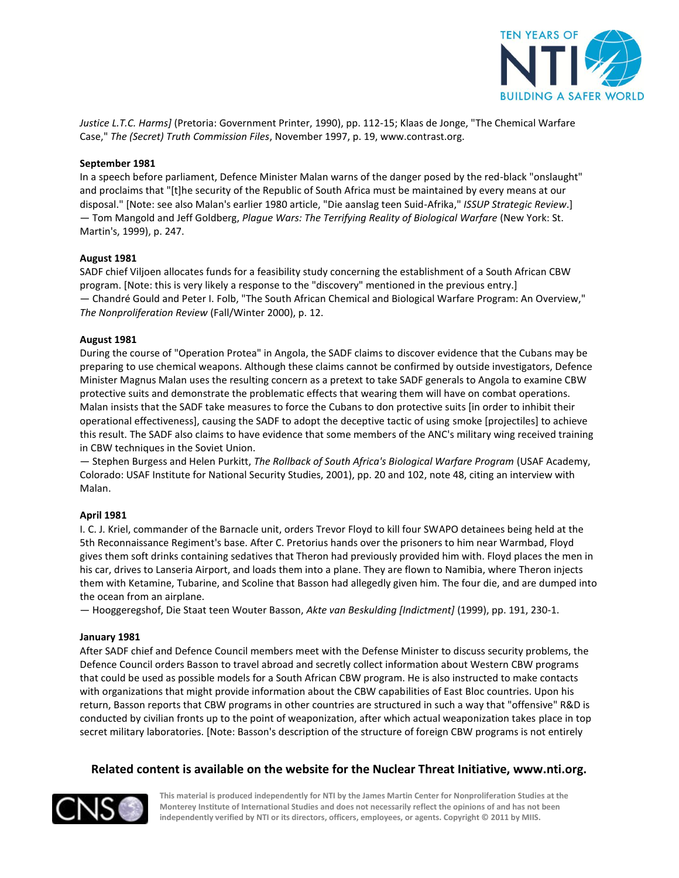*Justice L.T.C. Harms]* (Pretoria: Government Printer, 1990), pp. 112-15; Klaas de Jonge, "The Chemical Warfare Case," *The (Secret) Truth Commission Files*, November 1997, p. 19, www.contrast.org.

**September 1981**
In a speech before parliament, Defence Minister Malan warns of the danger posed by the red-black "onslaught" and proclaims that "[t]he security of the Republic of South Africa must be maintained by every means at our disposal." [Note: see also Malan's earlier 1980 article, "Die aanslag teen Suid-Afrika," *ISSUP Strategic Review*.]
— Tom Mangold and Jeff Goldberg, *Plague Wars: The Terrifying Reality of Biological Warfare* (New York: St. Martin's, 1999), p. 247.

**August 1981**
SADF chief Viljoen allocates funds for a feasibility study concerning the establishment of a South African CBW program. [Note: this is very likely a response to the "discovery" mentioned in the previous entry.]
— Chandré Gould and Peter I. Folb, "The South African Chemical and Biological Warfare Program: An Overview," *The Nonproliferation Review* (Fall/Winter 2000), p. 12.

**August 1981**
During the course of "Operation Protea" in Angola, the SADF claims to discover evidence that the Cubans may be preparing to use chemical weapons. Although these claims cannot be confirmed by outside investigators, Defence Minister Magnus Malan uses the resulting concern as a pretext to take SADF generals to Angola to examine CBW protective suits and demonstrate the problematic effects that wearing them will have on combat operations. Malan insists that the SADF take measures to force the Cubans to don protective suits [in order to inhibit their operational effectiveness], causing the SADF to adopt the deceptive tactic of using smoke [projectiles] to achieve this result. The SADF also claims to have evidence that some members of the ANC's military wing received training in CBW techniques in the Soviet Union.
— Stephen Burgess and Helen Purkitt, *The Rollback of South Africa's Biological Warfare Program* (USAF Academy, Colorado: USAF Institute for National Security Studies, 2001), pp. 20 and 102, note 48, citing an interview with Malan.

**April 1981**
I. C. J. Kriel, commander of the Barnacle unit, orders Trevor Floyd to kill four SWAPO detainees being held at the 5th Reconnaissance Regiment's base. After C. Pretorius hands over the prisoners to him near Warmbad, Floyd gives them soft drinks containing sedatives that Theron had previously provided him with. Floyd places the men in his car, drives to Lanseria Airport, and loads them into a plane. They are flown to Namibia, where Theron injects them with Ketamine, Tubarine, and Scoline that Basson had allegedly given him. The four die, and are dumped into the ocean from an airplane.
— Hooggeregshof, Die Staat teen Wouter Basson, *Akte van Beskulding [Indictment]* (1999), pp. 191, 230-1.

**January 1981**
After SADF chief and Defence Council members meet with the Defense Minister to discuss security problems, the Defence Council orders Basson to travel abroad and secretly collect information about Western CBW programs that could be used as possible models for a South African CBW program. He is also instructed to make contacts with organizations that might provide information about the CBW capabilities of East Bloc countries. Upon his return, Basson reports that CBW programs in other countries are structured in such a way that "offensive" R&D is conducted by civilian fronts up to the point of weaponization, after which actual weaponization takes place in top secret military laboratories. [Note: Basson's description of the structure of foreign CBW programs is not entirely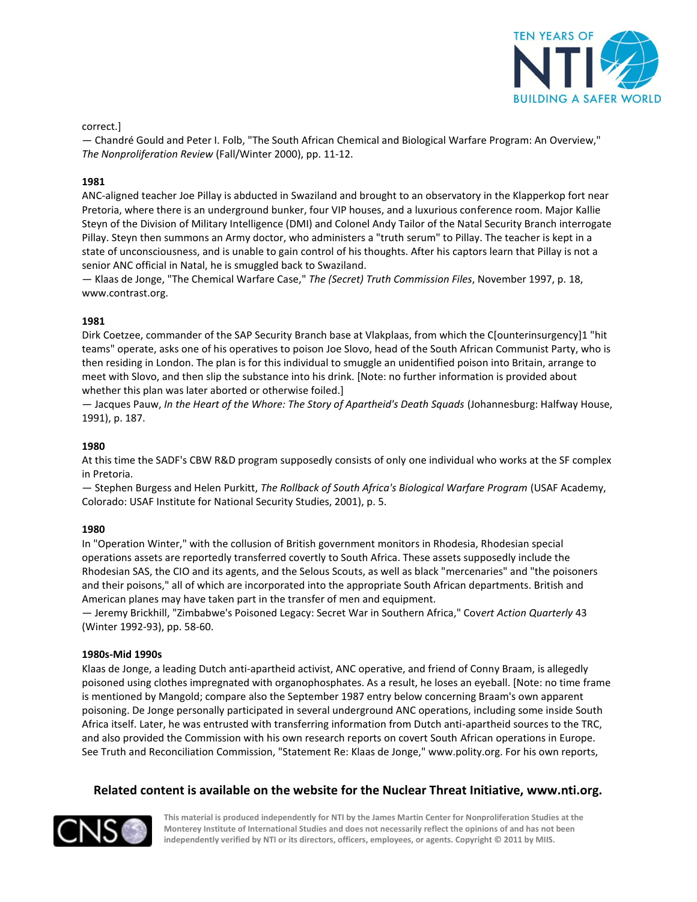correct.]
— Chandré Gould and Peter I. Folb, "The South African Chemical and Biological Warfare Program: An Overview," *The Nonproliferation Review* (Fall/Winter 2000), pp. 11-12.

**1981**
ANC-aligned teacher Joe Pillay is abducted in Swaziland and brought to an observatory in the Klapperkop fort near Pretoria, where there is an underground bunker, four VIP houses, and a luxurious conference room. Major Kallie Steyn of the Division of Military Intelligence (DMI) and Colonel Andy Tailor of the Natal Security Branch interrogate Pillay. Steyn then summons an Army doctor, who administers a "truth serum" to Pillay. The teacher is kept in a state of unconsciousness, and is unable to gain control of his thoughts. After his captors learn that Pillay is not a senior ANC official in Natal, he is smuggled back to Swaziland.
— Klaas de Jonge, "The Chemical Warfare Case," *The (Secret) Truth Commission Files*, November 1997, p. 18, www.contrast.org.

**1981**
Dirk Coetzee, commander of the SAP Security Branch base at Vlakplaas, from which the C[ounterinsurgency]1 "hit teams" operate, asks one of his operatives to poison Joe Slovo, head of the South African Communist Party, who is then residing in London. The plan is for this individual to smuggle an unidentified poison into Britain, arrange to meet with Slovo, and then slip the substance into his drink. [Note: no further information is provided about whether this plan was later aborted or otherwise foiled.]
— Jacques Pauw, *In the Heart of the Whore: The Story of Apartheid's Death Squads* (Johannesburg: Halfway House, 1991), p. 187.

**1980**
At this time the SADF's CBW R&D program supposedly consists of only one individual who works at the SF complex in Pretoria.
— Stephen Burgess and Helen Purkitt, *The Rollback of South Africa's Biological Warfare Program* (USAF Academy, Colorado: USAF Institute for National Security Studies, 2001), p. 5.

**1980**
In "Operation Winter," with the collusion of British government monitors in Rhodesia, Rhodesian special operations assets are reportedly transferred covertly to South Africa. These assets supposedly include the Rhodesian SAS, the CIO and its agents, and the Selous Scouts, as well as black "mercenaries" and "the poisoners and their poisons," all of which are incorporated into the appropriate South African departments. British and American planes may have taken part in the transfer of men and equipment.
— Jeremy Brickhill, "Zimbabwe's Poisoned Legacy: Secret War in Southern Africa," Co*vert Action Quarterly* 43 (Winter 1992-93), pp. 58-60.

**1980s-Mid 1990s**
Klaas de Jonge, a leading Dutch anti-apartheid activist, ANC operative, and friend of Conny Braam, is allegedly poisoned using clothes impregnated with organophosphates. As a result, he loses an eyeball. [Note: no time frame is mentioned by Mangold; compare also the September 1987 entry below concerning Braam's own apparent poisoning. De Jonge personally participated in several underground ANC operations, including some inside South Africa itself. Later, he was entrusted with transferring information from Dutch anti-apartheid sources to the TRC, and also provided the Commission with his own research reports on covert South African operations in Europe. See Truth and Reconciliation Commission, "Statement Re: Klaas de Jonge," www.polity.org. For his own reports,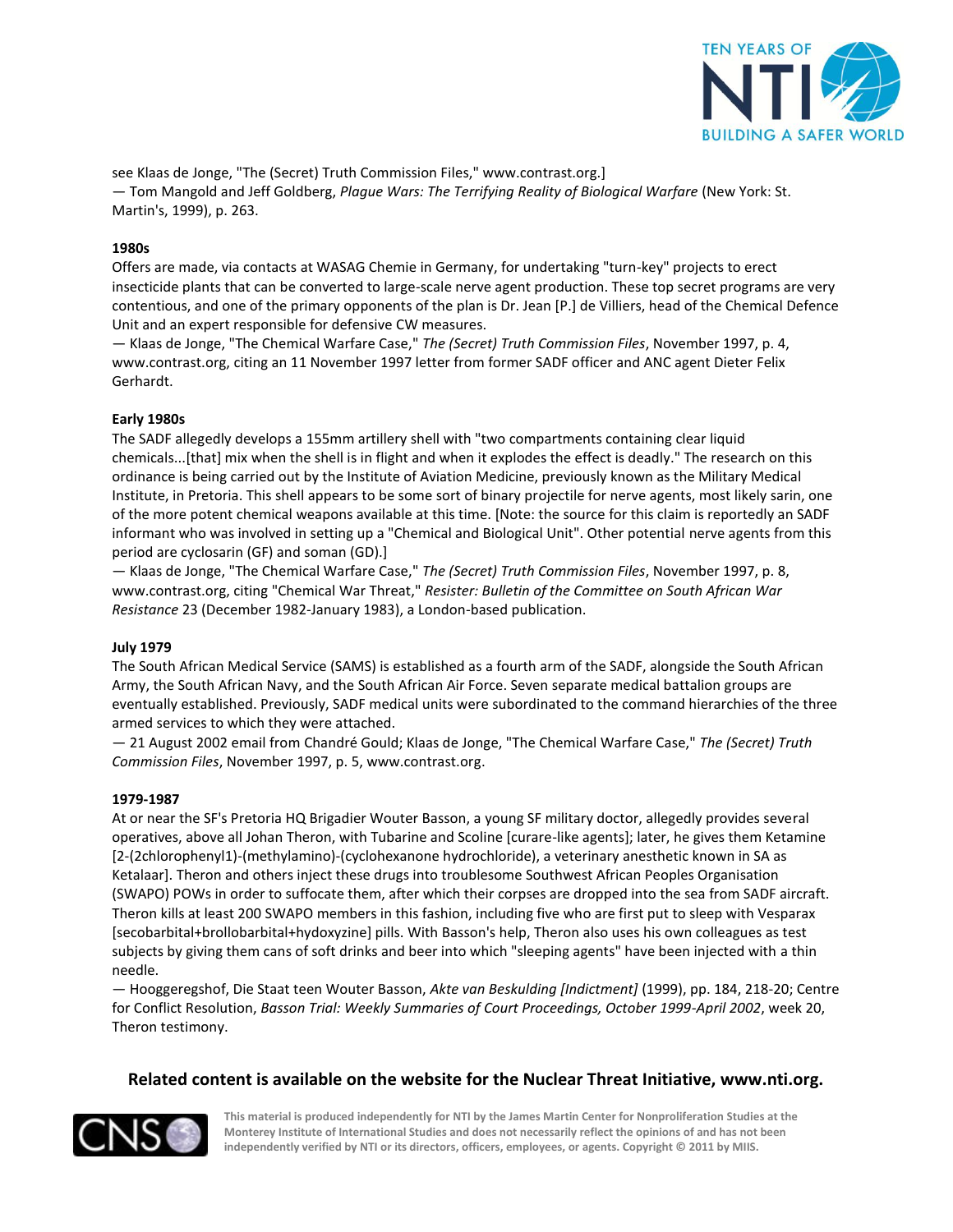see Klaas de Jonge, "The (Secret) Truth Commission Files," www.contrast.org.]
— Tom Mangold and Jeff Goldberg, *Plague Wars: The Terrifying Reality of Biological Warfare* (New York: St. Martin's, 1999), p. 263.

**1980s**
Offers are made, via contacts at WASAG Chemie in Germany, for undertaking "turn-key" projects to erect insecticide plants that can be converted to large-scale nerve agent production. These top secret programs are very contentious, and one of the primary opponents of the plan is Dr. Jean [P.] de Villiers, head of the Chemical Defence Unit and an expert responsible for defensive CW measures.
— Klaas de Jonge, "The Chemical Warfare Case," *The (Secret) Truth Commission Files*, November 1997, p. 4, www.contrast.org, citing an 11 November 1997 letter from former SADF officer and ANC agent Dieter Felix Gerhardt.

**Early 1980s**
The SADF allegedly develops a 155mm artillery shell with "two compartments containing clear liquid chemicals...[that] mix when the shell is in flight and when it explodes the effect is deadly." The research on this ordinance is being carried out by the Institute of Aviation Medicine, previously known as the Military Medical Institute, in Pretoria. This shell appears to be some sort of binary projectile for nerve agents, most likely sarin, one of the more potent chemical weapons available at this time. [Note: the source for this claim is reportedly an SADF informant who was involved in setting up a "Chemical and Biological Unit". Other potential nerve agents from this period are cyclosarin (GF) and soman (GD).]
— Klaas de Jonge, "The Chemical Warfare Case," *The (Secret) Truth Commission Files*, November 1997, p. 8, www.contrast.org, citing "Chemical War Threat," *Resister: Bulletin of the Committee on South African War Resistance* 23 (December 1982-January 1983), a London-based publication.

**July 1979**
The South African Medical Service (SAMS) is established as a fourth arm of the SADF, alongside the South African Army, the South African Navy, and the South African Air Force. Seven separate medical battalion groups are eventually established. Previously, SADF medical units were subordinated to the command hierarchies of the three armed services to which they were attached.
— 21 August 2002 email from Chandré Gould; Klaas de Jonge, "The Chemical Warfare Case," *The (Secret) Truth Commission Files*, November 1997, p. 5, www.contrast.org.

**1979-1987**
At or near the SF's Pretoria HQ Brigadier Wouter Basson, a young SF military doctor, allegedly provides several operatives, above all Johan Theron, with Tubarine and Scoline [curare-like agents]; later, he gives them Ketamine [2-(2chlorophenyl1)-(methylamino)-(cyclohexanone hydrochloride), a veterinary anesthetic known in SA as Ketalaar]. Theron and others inject these drugs into troublesome Southwest African Peoples Organisation (SWAPO) POWs in order to suffocate them, after which their corpses are dropped into the sea from SADF aircraft. Theron kills at least 200 SWAPO members in this fashion, including five who are first put to sleep with Vesparax [secobarbital+brollobarbital+hydoxyzine] pills. With Basson's help, Theron also uses his own colleagues as test subjects by giving them cans of soft drinks and beer into which "sleeping agents" have been injected with a thin needle.
— Hooggeregshof, Die Staat teen Wouter Basson, *Akte van Beskulding [Indictment]* (1999), pp. 184, 218-20; Centre for Conflict Resolution, *Basson Trial: Weekly Summaries of Court Proceedings, October 1999-April 2002*, week 20, Theron testimony.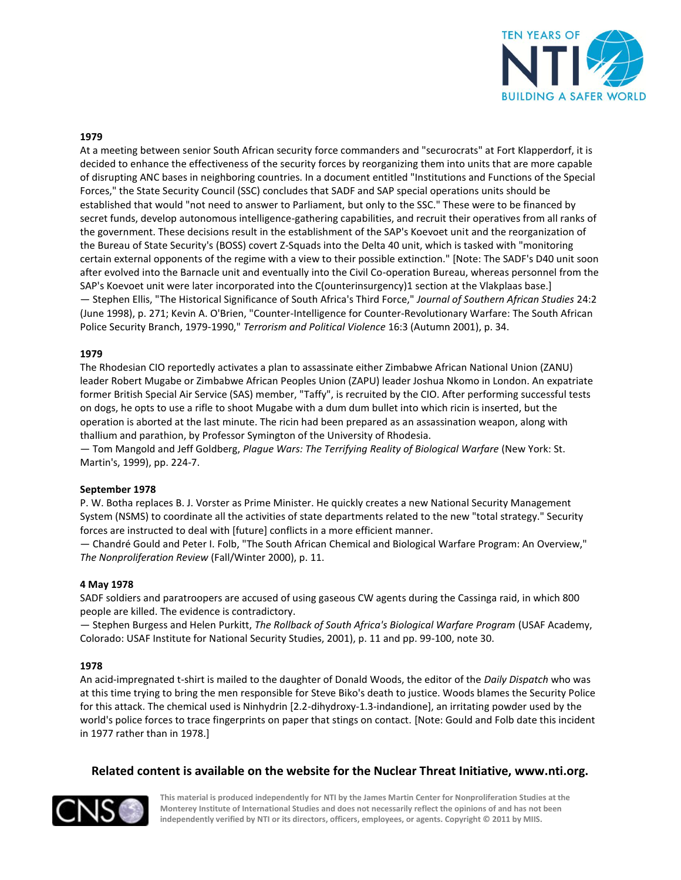**1979**

At a meeting between senior South African security force commanders and "securocrats" at Fort Klapperdorf, it is decided to enhance the effectiveness of the security forces by reorganizing them into units that are more capable of disrupting ANC bases in neighboring countries. In a document entitled "Institutions and Functions of the Special Forces," the State Security Council (SSC) concludes that SADF and SAP special operations units should be established that would "not need to answer to Parliament, but only to the SSC." These were to be financed by secret funds, develop autonomous intelligence-gathering capabilities, and recruit their operatives from all ranks of the government. These decisions result in the establishment of the SAP's Koevoet unit and the reorganization of the Bureau of State Security's (BOSS) covert Z-Squads into the Delta 40 unit, which is tasked with "monitoring certain external opponents of the regime with a view to their possible extinction." [Note: The SADF's D40 unit soon after evolved into the Barnacle unit and eventually into the Civil Co-operation Bureau, whereas personnel from the SAP's Koevoet unit were later incorporated into the C(ounterinsurgency)1 section at the Vlakplaas base.]
— Stephen Ellis, "The Historical Significance of South Africa's Third Force," *Journal of Southern African Studies* 24:2 (June 1998), p. 271; Kevin A. O'Brien, "Counter-Intelligence for Counter-Revolutionary Warfare: The South African Police Security Branch, 1979-1990," *Terrorism and Political Violence* 16:3 (Autumn 2001), p. 34.

**1979**

The Rhodesian CIO reportedly activates a plan to assassinate either Zimbabwe African National Union (ZANU) leader Robert Mugabe or Zimbabwe African Peoples Union (ZAPU) leader Joshua Nkomo in London. An expatriate former British Special Air Service (SAS) member, "Taffy", is recruited by the CIO. After performing successful tests on dogs, he opts to use a rifle to shoot Mugabe with a dum dum bullet into which ricin is inserted, but the operation is aborted at the last minute. The ricin had been prepared as an assassination weapon, along with thallium and parathion, by Professor Symington of the University of Rhodesia.
— Tom Mangold and Jeff Goldberg, *Plague Wars: The Terrifying Reality of Biological Warfare* (New York: St. Martin's, 1999), pp. 224-7.

**September 1978**

P. W. Botha replaces B. J. Vorster as Prime Minister. He quickly creates a new National Security Management System (NSMS) to coordinate all the activities of state departments related to the new "total strategy." Security forces are instructed to deal with [future] conflicts in a more efficient manner.
— Chandré Gould and Peter I. Folb, "The South African Chemical and Biological Warfare Program: An Overview," *The Nonproliferation Review* (Fall/Winter 2000), p. 11.

**4 May 1978**

SADF soldiers and paratroopers are accused of using gaseous CW agents during the Cassinga raid, in which 800 people are killed. The evidence is contradictory.
— Stephen Burgess and Helen Purkitt, *The Rollback of South Africa's Biological Warfare Program* (USAF Academy, Colorado: USAF Institute for National Security Studies, 2001), p. 11 and pp. 99-100, note 30.

**1978**

An acid-impregnated t-shirt is mailed to the daughter of Donald Woods, the editor of the *Daily Dispatch* who was at this time trying to bring the men responsible for Steve Biko's death to justice. Woods blames the Security Police for this attack. The chemical used is Ninhydrin [2.2-dihydroxy-1.3-indandione], an irritating powder used by the world's police forces to trace fingerprints on paper that stings on contact. [Note: Gould and Folb date this incident in 1977 rather than in 1978.]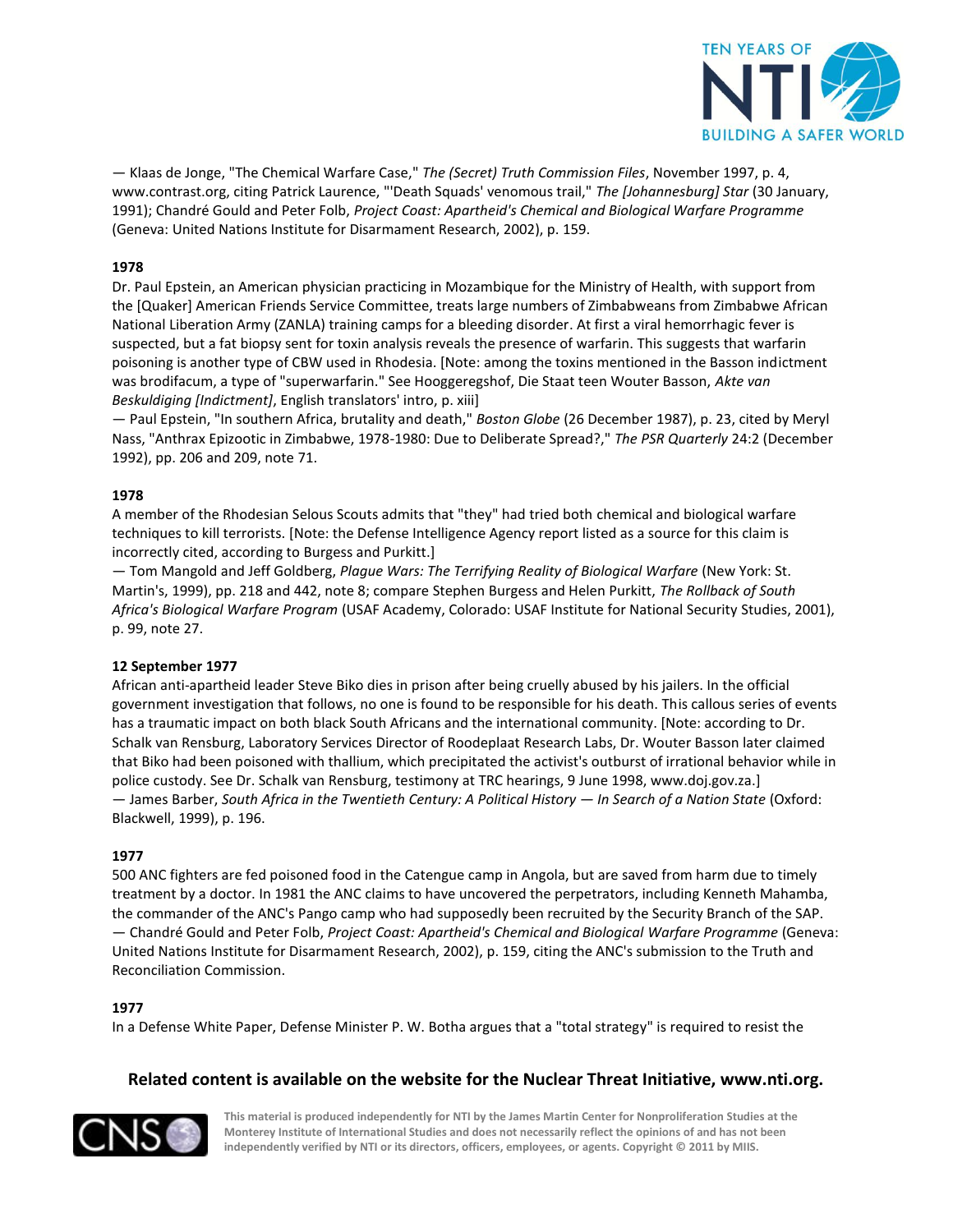— Klaas de Jonge, "The Chemical Warfare Case," *The (Secret) Truth Commission Files*, November 1997, p. 4, www.contrast.org, citing Patrick Laurence, "'Death Squads' venomous trail," *The [Johannesburg] Star* (30 January, 1991); Chandré Gould and Peter Folb, *Project Coast: Apartheid's Chemical and Biological Warfare Programme* (Geneva: United Nations Institute for Disarmament Research, 2002), p. 159.

**1978**

Dr. Paul Epstein, an American physician practicing in Mozambique for the Ministry of Health, with support from the [Quaker] American Friends Service Committee, treats large numbers of Zimbabweans from Zimbabwe African National Liberation Army (ZANLA) training camps for a bleeding disorder. At first a viral hemorrhagic fever is suspected, but a fat biopsy sent for toxin analysis reveals the presence of warfarin. This suggests that warfarin poisoning is another type of CBW used in Rhodesia. [Note: among the toxins mentioned in the Basson indictment was brodifacum, a type of "superwarfarin." See Hooggeregshof, Die Staat teen Wouter Basson, *Akte van Beskuldiging [Indictment]*, English translators' intro, p. xiii]

— Paul Epstein, "In southern Africa, brutality and death," *Boston Globe* (26 December 1987), p. 23, cited by Meryl Nass, "Anthrax Epizootic in Zimbabwe, 1978-1980: Due to Deliberate Spread?," *The PSR Quarterly* 24:2 (December 1992), pp. 206 and 209, note 71.

**1978**

A member of the Rhodesian Selous Scouts admits that "they" had tried both chemical and biological warfare techniques to kill terrorists. [Note: the Defense Intelligence Agency report listed as a source for this claim is incorrectly cited, according to Burgess and Purkitt.]

— Tom Mangold and Jeff Goldberg, *Plague Wars: The Terrifying Reality of Biological Warfare* (New York: St. Martin's, 1999), pp. 218 and 442, note 8; compare Stephen Burgess and Helen Purkitt, *The Rollback of South Africa's Biological Warfare Program* (USAF Academy, Colorado: USAF Institute for National Security Studies, 2001), p. 99, note 27.

**12 September 1977**

African anti-apartheid leader Steve Biko dies in prison after being cruelly abused by his jailers. In the official government investigation that follows, no one is found to be responsible for his death. This callous series of events has a traumatic impact on both black South Africans and the international community. [Note: according to Dr. Schalk van Rensburg, Laboratory Services Director of Roodeplaat Research Labs, Dr. Wouter Basson later claimed that Biko had been poisoned with thallium, which precipitated the activist's outburst of irrational behavior while in police custody. See Dr. Schalk van Rensburg, testimony at TRC hearings, 9 June 1998, www.doj.gov.za.]

— James Barber, *South Africa in the Twentieth Century: A Political History — In Search of a Nation State* (Oxford: Blackwell, 1999), p. 196.

**1977**

500 ANC fighters are fed poisoned food in the Catengue camp in Angola, but are saved from harm due to timely treatment by a doctor. In 1981 the ANC claims to have uncovered the perpetrators, including Kenneth Mahamba, the commander of the ANC's Pango camp who had supposedly been recruited by the Security Branch of the SAP.

— Chandré Gould and Peter Folb, *Project Coast: Apartheid's Chemical and Biological Warfare Programme* (Geneva: United Nations Institute for Disarmament Research, 2002), p. 159, citing the ANC's submission to the Truth and Reconciliation Commission.

**1977**

In a Defense White Paper, Defense Minister P. W. Botha argues that a "total strategy" is required to resist the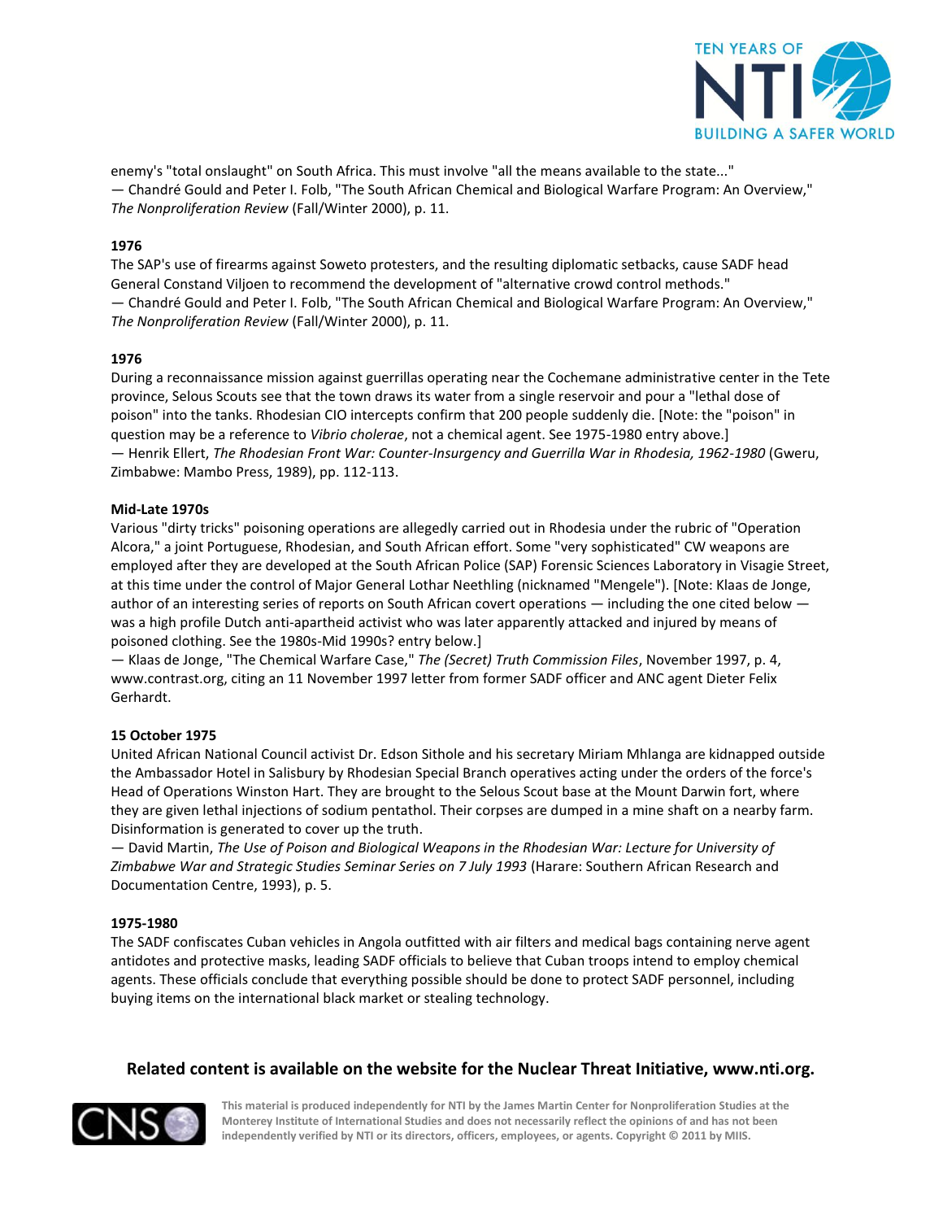enemy's "total onslaught" on South Africa. This must involve "all the means available to the state..."
— Chandré Gould and Peter I. Folb, "The South African Chemical and Biological Warfare Program: An Overview," *The Nonproliferation Review* (Fall/Winter 2000), p. 11.

**1976**
The SAP's use of firearms against Soweto protesters, and the resulting diplomatic setbacks, cause SADF head General Constand Viljoen to recommend the development of "alternative crowd control methods."
— Chandré Gould and Peter I. Folb, "The South African Chemical and Biological Warfare Program: An Overview," *The Nonproliferation Review* (Fall/Winter 2000), p. 11.

**1976**
During a reconnaissance mission against guerrillas operating near the Cochemane administrative center in the Tete province, Selous Scouts see that the town draws its water from a single reservoir and pour a "lethal dose of poison" into the tanks. Rhodesian CIO intercepts confirm that 200 people suddenly die. [Note: the "poison" in question may be a reference to *Vibrio cholerae*, not a chemical agent. See 1975-1980 entry above.]
— Henrik Ellert, *The Rhodesian Front War: Counter-Insurgency and Guerrilla War in Rhodesia, 1962-1980* (Gweru, Zimbabwe: Mambo Press, 1989), pp. 112-113.

**Mid-Late 1970s**
Various "dirty tricks" poisoning operations are allegedly carried out in Rhodesia under the rubric of "Operation Alcora," a joint Portuguese, Rhodesian, and South African effort. Some "very sophisticated" CW weapons are employed after they are developed at the South African Police (SAP) Forensic Sciences Laboratory in Visagie Street, at this time under the control of Major General Lothar Neethling (nicknamed "Mengele"). [Note: Klaas de Jonge, author of an interesting series of reports on South African covert operations — including the one cited below — was a high profile Dutch anti-apartheid activist who was later apparently attacked and injured by means of poisoned clothing. See the 1980s-Mid 1990s? entry below.]
— Klaas de Jonge, "The Chemical Warfare Case," *The (Secret) Truth Commission Files*, November 1997, p. 4, www.contrast.org, citing an 11 November 1997 letter from former SADF officer and ANC agent Dieter Felix Gerhardt.

**15 October 1975**
United African National Council activist Dr. Edson Sithole and his secretary Miriam Mhlanga are kidnapped outside the Ambassador Hotel in Salisbury by Rhodesian Special Branch operatives acting under the orders of the force's Head of Operations Winston Hart. They are brought to the Selous Scout base at the Mount Darwin fort, where they are given lethal injections of sodium pentathol. Their corpses are dumped in a mine shaft on a nearby farm. Disinformation is generated to cover up the truth.
— David Martin, *The Use of Poison and Biological Weapons in the Rhodesian War: Lecture for University of Zimbabwe War and Strategic Studies Seminar Series on 7 July 1993* (Harare: Southern African Research and Documentation Centre, 1993), p. 5.

**1975-1980**
The SADF confiscates Cuban vehicles in Angola outfitted with air filters and medical bags containing nerve agent antidotes and protective masks, leading SADF officials to believe that Cuban troops intend to employ chemical agents. These officials conclude that everything possible should be done to protect SADF personnel, including buying items on the international black market or stealing technology.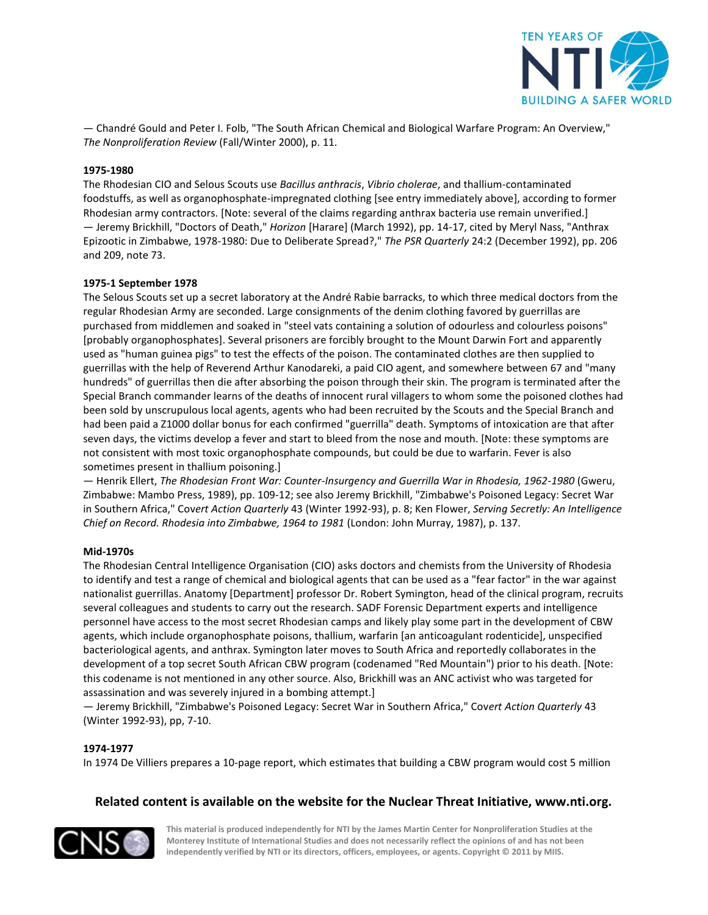— Chandré Gould and Peter I. Folb, "The South African Chemical and Biological Warfare Program: An Overview," *The Nonproliferation Review* (Fall/Winter 2000), p. 11.

**1975-1980**

The Rhodesian CIO and Selous Scouts use *Bacillus anthracis*, *Vibrio cholerae*, and thallium-contaminated foodstuffs, as well as organophosphate-impregnated clothing [see entry immediately above], according to former Rhodesian army contractors. [Note: several of the claims regarding anthrax bacteria use remain unverified.]
— Jeremy Brickhill, "Doctors of Death," *Horizon* [Harare] (March 1992), pp. 14-17, cited by Meryl Nass, "Anthrax Epizootic in Zimbabwe, 1978-1980: Due to Deliberate Spread?," *The PSR Quarterly* 24:2 (December 1992), pp. 206 and 209, note 73.

**1975-1 September 1978**

The Selous Scouts set up a secret laboratory at the André Rabie barracks, to which three medical doctors from the regular Rhodesian Army are seconded. Large consignments of the denim clothing favored by guerrillas are purchased from middlemen and soaked in "steel vats containing a solution of odourless and colourless poisons" [probably organophosphates]. Several prisoners are forcibly brought to the Mount Darwin Fort and apparently used as "human guinea pigs" to test the effects of the poison. The contaminated clothes are then supplied to guerrillas with the help of Reverend Arthur Kanodareki, a paid CIO agent, and somewhere between 67 and "many hundreds" of guerrillas then die after absorbing the poison through their skin. The program is terminated after the Special Branch commander learns of the deaths of innocent rural villagers to whom some the poisoned clothes had been sold by unscrupulous local agents, agents who had been recruited by the Scouts and the Special Branch and had been paid a Z1000 dollar bonus for each confirmed "guerrilla" death. Symptoms of intoxication are that after seven days, the victims develop a fever and start to bleed from the nose and mouth. [Note: these symptoms are not consistent with most toxic organophosphate compounds, but could be due to warfarin. Fever is also sometimes present in thallium poisoning.]
— Henrik Ellert, *The Rhodesian Front War: Counter-Insurgency and Guerrilla War in Rhodesia, 1962-1980* (Gweru, Zimbabwe: Mambo Press, 1989), pp. 109-12; see also Jeremy Brickhill, "Zimbabwe's Poisoned Legacy: Secret War in Southern Africa," Co*vert Action Quarterly* 43 (Winter 1992-93), p. 8; Ken Flower, *Serving Secretly: An Intelligence Chief on Record. Rhodesia into Zimbabwe, 1964 to 1981* (London: John Murray, 1987), p. 137.

**Mid-1970s**

The Rhodesian Central Intelligence Organisation (CIO) asks doctors and chemists from the University of Rhodesia to identify and test a range of chemical and biological agents that can be used as a "fear factor" in the war against nationalist guerrillas. Anatomy [Department] professor Dr. Robert Symington, head of the clinical program, recruits several colleagues and students to carry out the research. SADF Forensic Department experts and intelligence personnel have access to the most secret Rhodesian camps and likely play some part in the development of CBW agents, which include organophosphate poisons, thallium, warfarin [an anticoagulant rodenticide], unspecified bacteriological agents, and anthrax. Symington later moves to South Africa and reportedly collaborates in the development of a top secret South African CBW program (codenamed "Red Mountain") prior to his death. [Note: this codename is not mentioned in any other source. Also, Brickhill was an ANC activist who was targeted for assassination and was severely injured in a bombing attempt.]
— Jeremy Brickhill, "Zimbabwe's Poisoned Legacy: Secret War in Southern Africa," Co*vert Action Quarterly* 43 (Winter 1992-93), pp, 7-10.

**1974-1977**

In 1974 De Villiers prepares a 10-page report, which estimates that building a CBW program would cost 5 million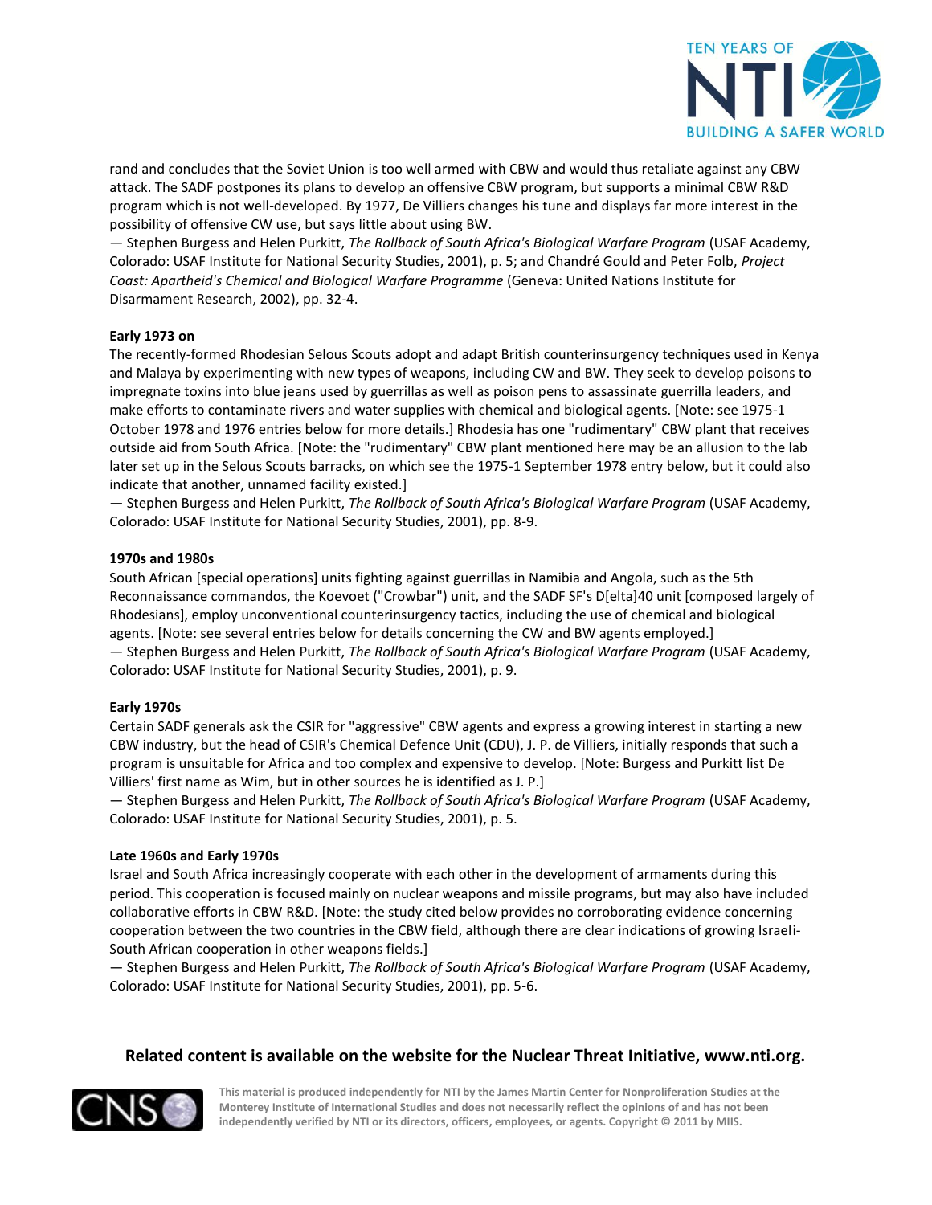rand and concludes that the Soviet Union is too well armed with CBW and would thus retaliate against any CBW attack. The SADF postpones its plans to develop an offensive CBW program, but supports a minimal CBW R&D program which is not well-developed. By 1977, De Villiers changes his tune and displays far more interest in the possibility of offensive CW use, but says little about using BW.
— Stephen Burgess and Helen Purkitt, *The Rollback of South Africa's Biological Warfare Program* (USAF Academy, Colorado: USAF Institute for National Security Studies, 2001), p. 5; and Chandré Gould and Peter Folb, *Project Coast: Apartheid's Chemical and Biological Warfare Programme* (Geneva: United Nations Institute for Disarmament Research, 2002), pp. 32-4.

**Early 1973 on**
The recently-formed Rhodesian Selous Scouts adopt and adapt British counterinsurgency techniques used in Kenya and Malaya by experimenting with new types of weapons, including CW and BW. They seek to develop poisons to impregnate toxins into blue jeans used by guerrillas as well as poison pens to assassinate guerrilla leaders, and make efforts to contaminate rivers and water supplies with chemical and biological agents. [Note: see 1975-1 October 1978 and 1976 entries below for more details.] Rhodesia has one "rudimentary" CBW plant that receives outside aid from South Africa. [Note: the "rudimentary" CBW plant mentioned here may be an allusion to the lab later set up in the Selous Scouts barracks, on which see the 1975-1 September 1978 entry below, but it could also indicate that another, unnamed facility existed.]
— Stephen Burgess and Helen Purkitt, *The Rollback of South Africa's Biological Warfare Program* (USAF Academy, Colorado: USAF Institute for National Security Studies, 2001), pp. 8-9.

**1970s and 1980s**
South African [special operations] units fighting against guerrillas in Namibia and Angola, such as the 5th Reconnaissance commandos, the Koevoet ("Crowbar") unit, and the SADF SF's D[elta]40 unit [composed largely of Rhodesians], employ unconventional counterinsurgency tactics, including the use of chemical and biological agents. [Note: see several entries below for details concerning the CW and BW agents employed.]
— Stephen Burgess and Helen Purkitt, *The Rollback of South Africa's Biological Warfare Program* (USAF Academy, Colorado: USAF Institute for National Security Studies, 2001), p. 9.

**Early 1970s**
Certain SADF generals ask the CSIR for "aggressive" CBW agents and express a growing interest in starting a new CBW industry, but the head of CSIR's Chemical Defence Unit (CDU), J. P. de Villiers, initially responds that such a program is unsuitable for Africa and too complex and expensive to develop. [Note: Burgess and Purkitt list De Villiers' first name as Wim, but in other sources he is identified as J. P.]
— Stephen Burgess and Helen Purkitt, *The Rollback of South Africa's Biological Warfare Program* (USAF Academy, Colorado: USAF Institute for National Security Studies, 2001), p. 5.

**Late 1960s and Early 1970s**
Israel and South Africa increasingly cooperate with each other in the development of armaments during this period. This cooperation is focused mainly on nuclear weapons and missile programs, but may also have included collaborative efforts in CBW R&D. [Note: the study cited below provides no corroborating evidence concerning cooperation between the two countries in the CBW field, although there are clear indications of growing Israeli-South African cooperation in other weapons fields.]
— Stephen Burgess and Helen Purkitt, *The Rollback of South Africa's Biological Warfare Program* (USAF Academy, Colorado: USAF Institute for National Security Studies, 2001), pp. 5-6.

**Related content is available on the website for the Nuclear Threat Initiative, www.nti.org.**

This material is produced independently for NTI by the James Martin Center for Nonproliferation Studies at the Monterey Institute of International Studies and does not necessarily reflect the opinions of and has not been independently verified by NTI or its directors, officers, employees, or agents. Copyright © 2011 by MIIS.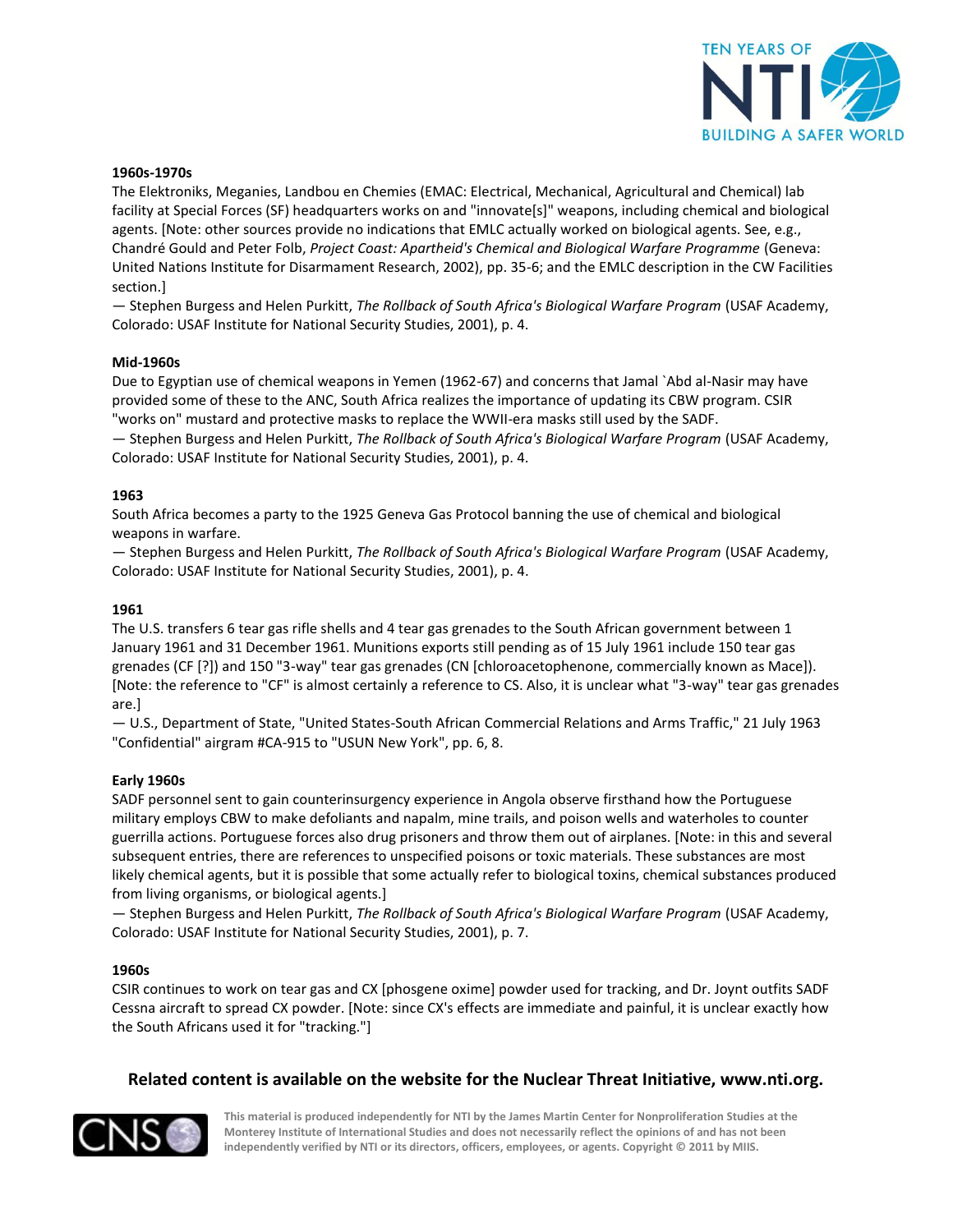**1960s-1970s**

The Elektroniks, Meganies, Landbou en Chemies (EMAC: Electrical, Mechanical, Agricultural and Chemical) lab facility at Special Forces (SF) headquarters works on and "innovate[s]" weapons, including chemical and biological agents. [Note: other sources provide no indications that EMLC actually worked on biological agents. See, e.g., Chandré Gould and Peter Folb, *Project Coast: Apartheid's Chemical and Biological Warfare Programme* (Geneva: United Nations Institute for Disarmament Research, 2002), pp. 35-6; and the EMLC description in the CW Facilities section.]

— Stephen Burgess and Helen Purkitt, *The Rollback of South Africa's Biological Warfare Program* (USAF Academy, Colorado: USAF Institute for National Security Studies, 2001), p. 4.

**Mid-1960s**

Due to Egyptian use of chemical weapons in Yemen (1962-67) and concerns that Jamal `Abd al-Nasir may have provided some of these to the ANC, South Africa realizes the importance of updating its CBW program. CSIR "works on" mustard and protective masks to replace the WWII-era masks still used by the SADF.

— Stephen Burgess and Helen Purkitt, *The Rollback of South Africa's Biological Warfare Program* (USAF Academy, Colorado: USAF Institute for National Security Studies, 2001), p. 4.

**1963**

South Africa becomes a party to the 1925 Geneva Gas Protocol banning the use of chemical and biological weapons in warfare.

— Stephen Burgess and Helen Purkitt, *The Rollback of South Africa's Biological Warfare Program* (USAF Academy, Colorado: USAF Institute for National Security Studies, 2001), p. 4.

**1961**

The U.S. transfers 6 tear gas rifle shells and 4 tear gas grenades to the South African government between 1 January 1961 and 31 December 1961. Munitions exports still pending as of 15 July 1961 include 150 tear gas grenades (CF [?]) and 150 "3-way" tear gas grenades (CN [chloroacetophenone, commercially known as Mace]). [Note: the reference to "CF" is almost certainly a reference to CS. Also, it is unclear what "3-way" tear gas grenades are.]

— U.S., Department of State, "United States-South African Commercial Relations and Arms Traffic," 21 July 1963 "Confidential" airgram #CA-915 to "USUN New York", pp. 6, 8.

**Early 1960s**

SADF personnel sent to gain counterinsurgency experience in Angola observe firsthand how the Portuguese military employs CBW to make defoliants and napalm, mine trails, and poison wells and waterholes to counter guerrilla actions. Portuguese forces also drug prisoners and throw them out of airplanes. [Note: in this and several subsequent entries, there are references to unspecified poisons or toxic materials. These substances are most likely chemical agents, but it is possible that some actually refer to biological toxins, chemical substances produced from living organisms, or biological agents.]

— Stephen Burgess and Helen Purkitt, *The Rollback of South Africa's Biological Warfare Program* (USAF Academy, Colorado: USAF Institute for National Security Studies, 2001), p. 7.

**1960s**

CSIR continues to work on tear gas and CX [phosgene oxime] powder used for tracking, and Dr. Joynt outfits SADF Cessna aircraft to spread CX powder. [Note: since CX's effects are immediate and painful, it is unclear exactly how the South Africans used it for "tracking."]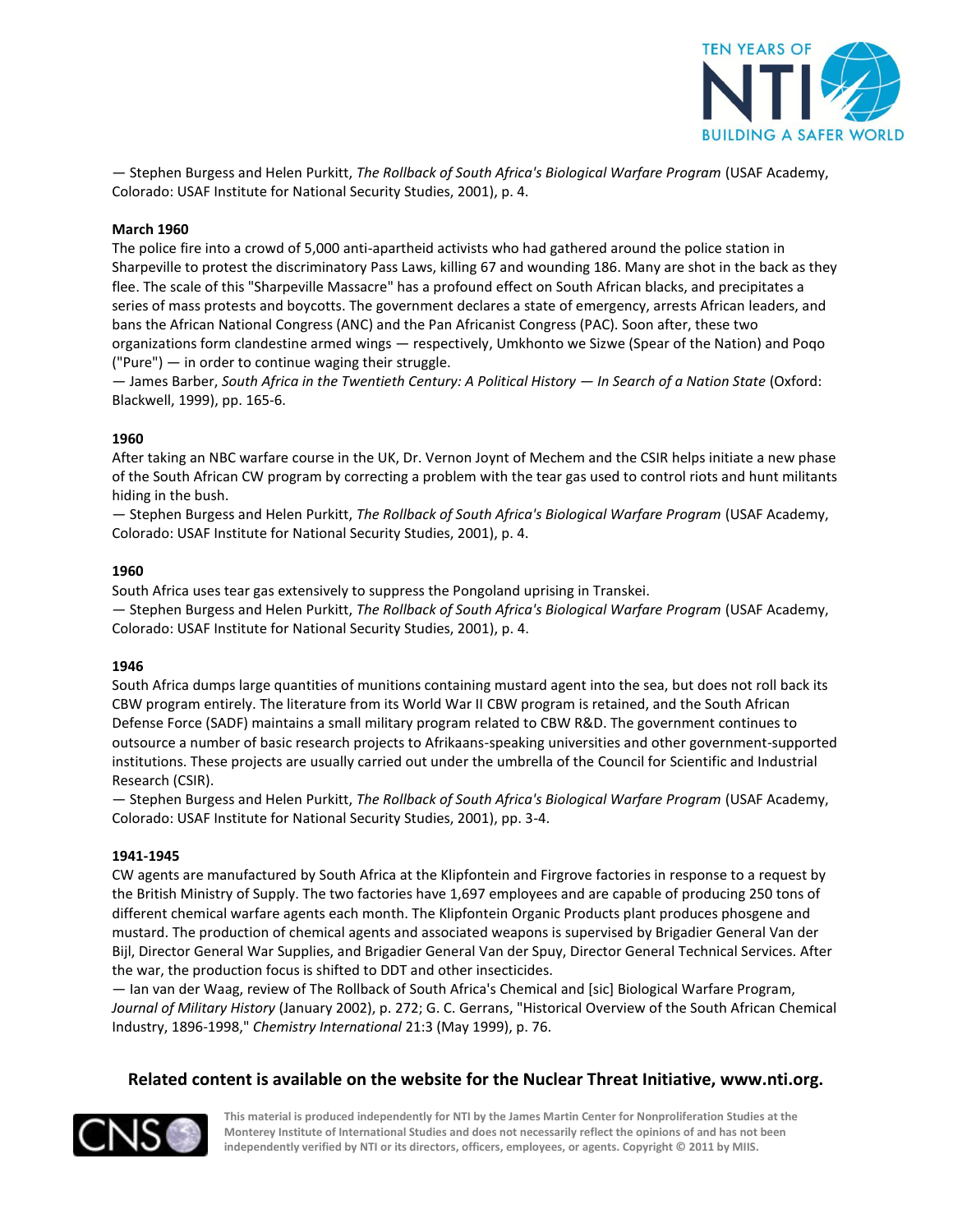— Stephen Burgess and Helen Purkitt, *The Rollback of South Africa's Biological Warfare Program* (USAF Academy, Colorado: USAF Institute for National Security Studies, 2001), p. 4.

**March 1960**

The police fire into a crowd of 5,000 anti-apartheid activists who had gathered around the police station in Sharpeville to protest the discriminatory Pass Laws, killing 67 and wounding 186. Many are shot in the back as they flee. The scale of this "Sharpeville Massacre" has a profound effect on South African blacks, and precipitates a series of mass protests and boycotts. The government declares a state of emergency, arrests African leaders, and bans the African National Congress (ANC) and the Pan Africanist Congress (PAC). Soon after, these two organizations form clandestine armed wings — respectively, Umkhonto we Sizwe (Spear of the Nation) and Poqo ("Pure") — in order to continue waging their struggle.

— James Barber, *South Africa in the Twentieth Century: A Political History — In Search of a Nation State* (Oxford: Blackwell, 1999), pp. 165-6.

**1960**

After taking an NBC warfare course in the UK, Dr. Vernon Joynt of Mechem and the CSIR helps initiate a new phase of the South African CW program by correcting a problem with the tear gas used to control riots and hunt militants hiding in the bush.

— Stephen Burgess and Helen Purkitt, *The Rollback of South Africa's Biological Warfare Program* (USAF Academy, Colorado: USAF Institute for National Security Studies, 2001), p. 4.

**1960**

South Africa uses tear gas extensively to suppress the Pongoland uprising in Transkei.

— Stephen Burgess and Helen Purkitt, *The Rollback of South Africa's Biological Warfare Program* (USAF Academy, Colorado: USAF Institute for National Security Studies, 2001), p. 4.

**1946**

South Africa dumps large quantities of munitions containing mustard agent into the sea, but does not roll back its CBW program entirely. The literature from its World War II CBW program is retained, and the South African Defense Force (SADF) maintains a small military program related to CBW R&D. The government continues to outsource a number of basic research projects to Afrikaans-speaking universities and other government-supported institutions. These projects are usually carried out under the umbrella of the Council for Scientific and Industrial Research (CSIR).

— Stephen Burgess and Helen Purkitt, *The Rollback of South Africa's Biological Warfare Program* (USAF Academy, Colorado: USAF Institute for National Security Studies, 2001), pp. 3-4.

**1941-1945**

CW agents are manufactured by South Africa at the Klipfontein and Firgrove factories in response to a request by the British Ministry of Supply. The two factories have 1,697 employees and are capable of producing 250 tons of different chemical warfare agents each month. The Klipfontein Organic Products plant produces phosgene and mustard. The production of chemical agents and associated weapons is supervised by Brigadier General Van der Bijl, Director General War Supplies, and Brigadier General Van der Spuy, Director General Technical Services. After the war, the production focus is shifted to DDT and other insecticides.

— Ian van der Waag, review of The Rollback of South Africa's Chemical and [sic] Biological Warfare Program, *Journal of Military History* (January 2002), p. 272; G. C. Gerrans, "Historical Overview of the South African Chemical Industry, 1896-1998," *Chemistry International* 21:3 (May 1999), p. 76.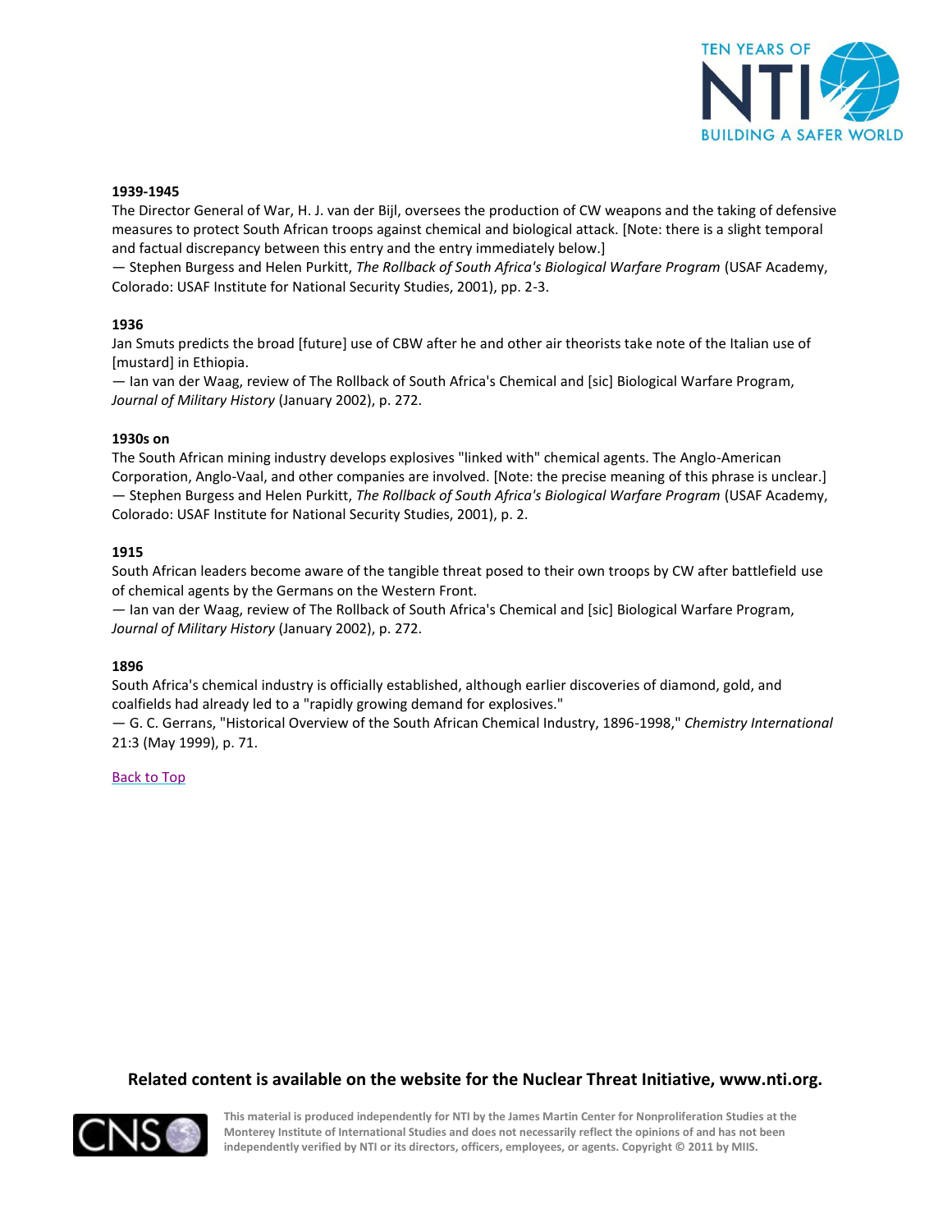**1939-1945**

The Director General of War, H. J. van der Bijl, oversees the production of CW weapons and the taking of defensive measures to protect South African troops against chemical and biological attack. [Note: there is a slight temporal and factual discrepancy between this entry and the entry immediately below.]

— Stephen Burgess and Helen Purkitt, *The Rollback of South Africa's Biological Warfare Program* (USAF Academy, Colorado: USAF Institute for National Security Studies, 2001), pp. 2-3.

**1936**

Jan Smuts predicts the broad [future] use of CBW after he and other air theorists take note of the Italian use of [mustard] in Ethiopia.

— Ian van der Waag, review of The Rollback of South Africa's Chemical and [sic] Biological Warfare Program, *Journal of Military History* (January 2002), p. 272.

**1930s on**

The South African mining industry develops explosives "linked with" chemical agents. The Anglo-American Corporation, Anglo-Vaal, and other companies are involved. [Note: the precise meaning of this phrase is unclear.]

— Stephen Burgess and Helen Purkitt, *The Rollback of South Africa's Biological Warfare Program* (USAF Academy, Colorado: USAF Institute for National Security Studies, 2001), p. 2.

**1915**

South African leaders become aware of the tangible threat posed to their own troops by CW after battlefield use of chemical agents by the Germans on the Western Front.

— Ian van der Waag, review of The Rollback of South Africa's Chemical and [sic] Biological Warfare Program, *Journal of Military History* (January 2002), p. 272.

**1896**

South Africa's chemical industry is officially established, although earlier discoveries of diamond, gold, and coalfields had already led to a "rapidly growing demand for explosives."

— G. C. Gerrans, "Historical Overview of the South African Chemical Industry, 1896-1998," *Chemistry International* 21:3 (May 1999), p. 71.

Back to Top

**Related content is available on the website for the Nuclear Threat Initiative, www.nti.org.**

This material is produced independently for NTI by the James Martin Center for Nonproliferation Studies at the Monterey Institute of International Studies and does not necessarily reflect the opinions of and has not been independently verified by NTI or its directors, officers, employees, or agents. Copyright © 2011 by MIIS.